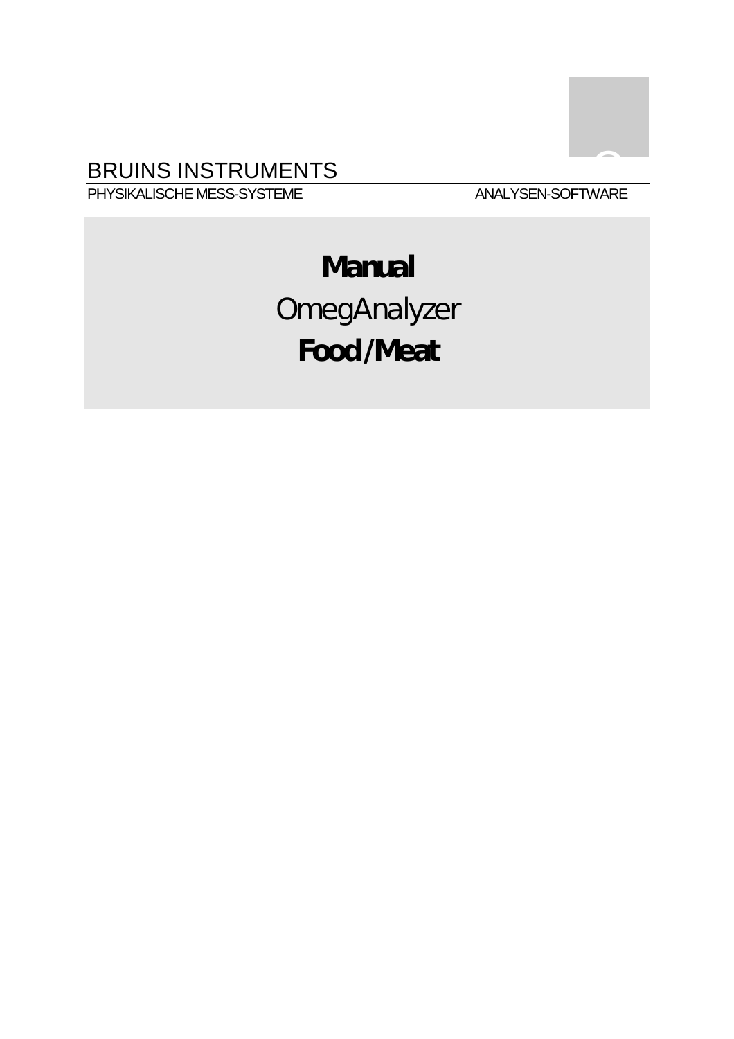BRUINS INSTRUMENTS

PHYSIKALISCHE MESS-SYSTEME ANALYSEN-SOFTWARE

# Manual

OmegAnalyzer

**Food/Meat**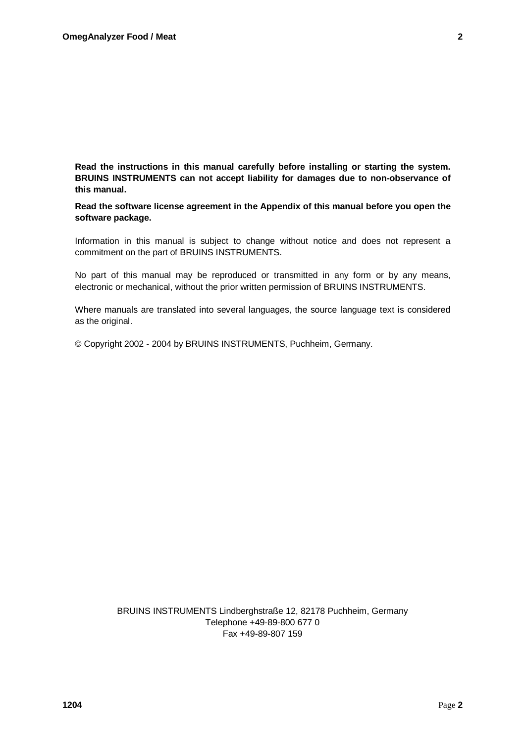**Read the instructions in this manual carefully before installing or starting the system. BRUINS INSTRUMENTS can not accept liability for damages due to non-observance of this manual.**

**Read the software license agreement in the Appendix of this manual before you open the software package.**

Information in this manual is subject to change without notice and does not represent a commitment on the part of BRUINS INSTRUMENTS.

No part of this manual may be reproduced or transmitted in any form or by any means, electronic or mechanical, without the prior written permission of BRUINS INSTRUMENTS.

Where manuals are translated into several languages, the source language text is considered as the original.

© Copyright 2002 - 2004 by BRUINS INSTRUMENTS, Puchheim, Germany.

BRUINS INSTRUMENTS Lindberghstraße 12, 82178 Puchheim, Germany
Telephone +49-89-800 677 0
Fax +49-89-807 159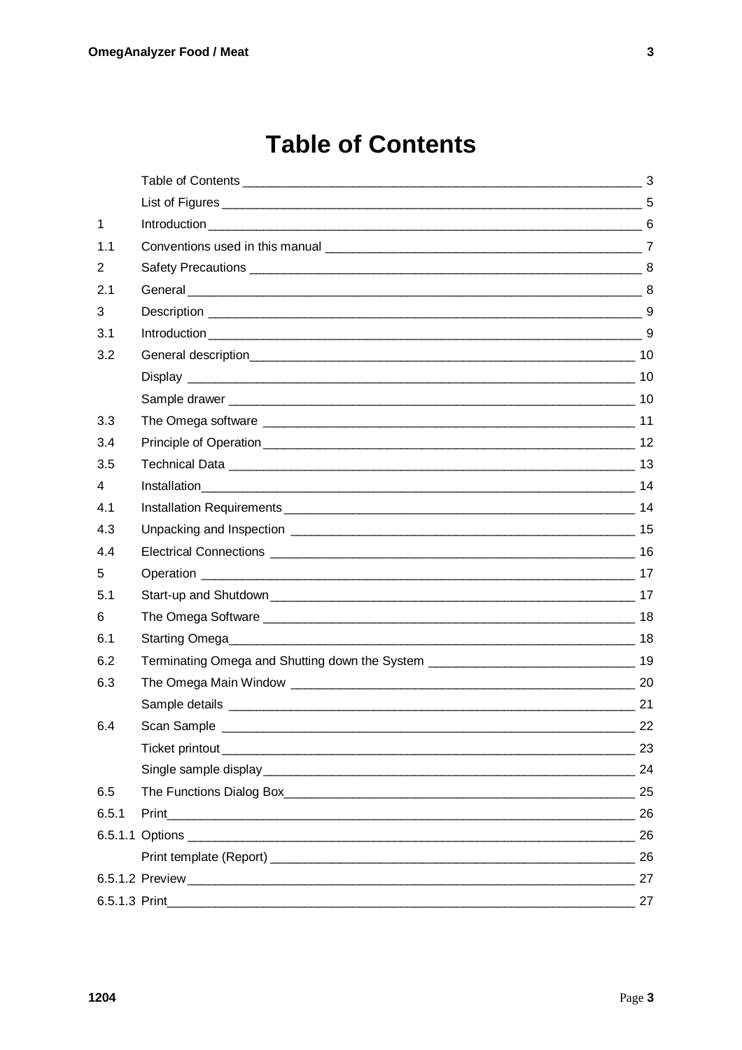# Table of Contents

| | | |
|---|---|---|
| | Table of Contents | 3 |
| | List of Figures | 5 |
| 1 | Introduction | 6 |
| 1.1 | Conventions used in this manual | 7 |
| 2 | Safety Precautions | 8 |
| 2.1 | General | 8 |
| 3 | Description | 9 |
| 3.1 | Introduction | 9 |
| 3.2 | General description | 10 |
| | Display | 10 |
| | Sample drawer | 10 |
| 3.3 | The Omega software | 11 |
| 3.4 | Principle of Operation | 12 |
| 3.5 | Technical Data | 13 |
| 4 | Installation | 14 |
| 4.1 | Installation Requirements | 14 |
| 4.3 | Unpacking and Inspection | 15 |
| 4.4 | Electrical Connections | 16 |
| 5 | Operation | 17 |
| 5.1 | Start-up and Shutdown | 17 |
| 6 | The Omega Software | 18 |
| 6.1 | Starting Omega | 18 |
| 6.2 | Terminating Omega and Shutting down the System | 19 |
| 6.3 | The Omega Main Window | 20 |
| | Sample details | 21 |
| 6.4 | Scan Sample | 22 |
| | Ticket printout | 23 |
| | Single sample display | 24 |
| 6.5 | The Functions Dialog Box | 25 |
| 6.5.1 | Print | 26 |
| 6.5.1.1 | Options | 26 |
| | Print template (Report) | 26 |
| 6.5.1.2 | Preview | 27 |
| 6.5.1.3 | Print | 27 |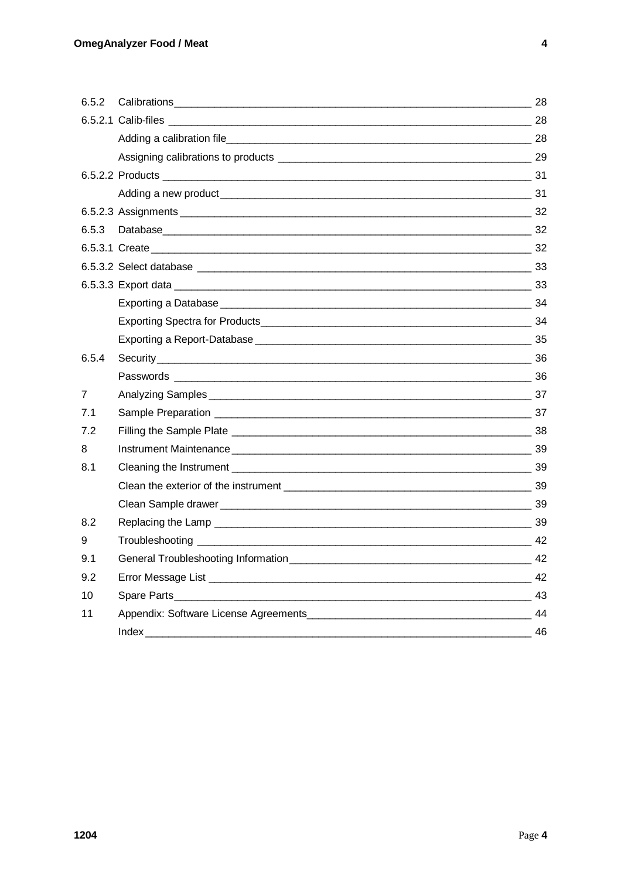| | | |
|---|---|---|
| 6.5.2 | Calibrations | 28 |
| 6.5.2.1 | Calib-files | 28 |
| | Adding a calibration file | 28 |
| | Assigning calibrations to products | 29 |
| 6.5.2.2 | Products | 31 |
| | Adding a new product | 31 |
| 6.5.2.3 | Assignments | 32 |
| 6.5.3 | Database | 32 |
| 6.5.3.1 | Create | 32 |
| 6.5.3.2 | Select database | 33 |
| 6.5.3.3 | Export data | 33 |
| | Exporting a Database | 34 |
| | Exporting Spectra for Products | 34 |
| | Exporting a Report-Database | 35 |
| 6.5.4 | Security | 36 |
| | Passwords | 36 |
| 7 | Analyzing Samples | 37 |
| 7.1 | Sample Preparation | 37 |
| 7.2 | Filling the Sample Plate | 38 |
| 8 | Instrument Maintenance | 39 |
| 8.1 | Cleaning the Instrument | 39 |
| | Clean the exterior of the instrument | 39 |
| | Clean Sample drawer | 39 |
| 8.2 | Replacing the Lamp | 39 |
| 9 | Troubleshooting | 42 |
| 9.1 | General Troubleshooting Information | 42 |
| 9.2 | Error Message List | 42 |
| 10 | Spare Parts | 43 |
| 11 | Appendix: Software License Agreements | 44 |
| | Index | 46 |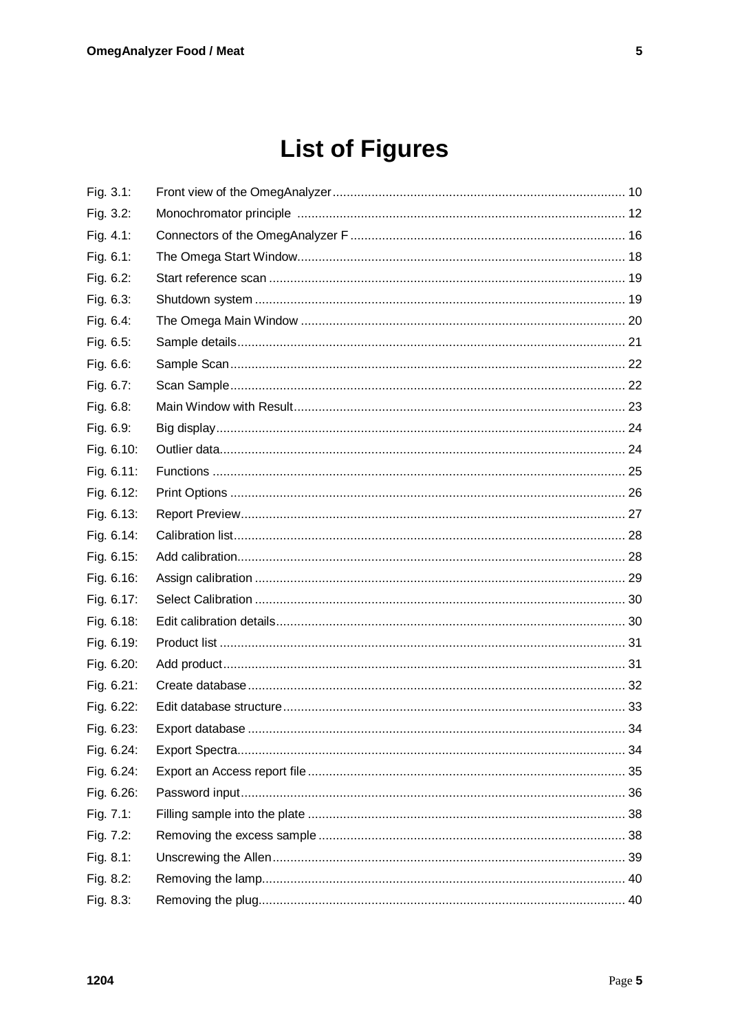# List of Figures

| | | |
|---|---|---|
| Fig. 3.1: | Front view of the OmegAnalyzer | 10 |
| Fig. 3.2: | Monochromator principle | 12 |
| Fig. 4.1: | Connectors of the OmegAnalyzer F | 16 |
| Fig. 6.1: | The Omega Start Window | 18 |
| Fig. 6.2: | Start reference scan | 19 |
| Fig. 6.3: | Shutdown system | 19 |
| Fig. 6.4: | The Omega Main Window | 20 |
| Fig. 6.5: | Sample details | 21 |
| Fig. 6.6: | Sample Scan | 22 |
| Fig. 6.7: | Scan Sample | 22 |
| Fig. 6.8: | Main Window with Result | 23 |
| Fig. 6.9: | Big display | 24 |
| Fig. 6.10: | Outlier data | 24 |
| Fig. 6.11: | Functions | 25 |
| Fig. 6.12: | Print Options | 26 |
| Fig. 6.13: | Report Preview | 27 |
| Fig. 6.14: | Calibration list | 28 |
| Fig. 6.15: | Add calibration | 28 |
| Fig. 6.16: | Assign calibration | 29 |
| Fig. 6.17: | Select Calibration | 30 |
| Fig. 6.18: | Edit calibration details | 30 |
| Fig. 6.19: | Product list | 31 |
| Fig. 6.20: | Add product | 31 |
| Fig. 6.21: | Create database | 32 |
| Fig. 6.22: | Edit database structure | 33 |
| Fig. 6.23: | Export database | 34 |
| Fig. 6.24: | Export Spectra | 34 |
| Fig. 6.24: | Export an Access report file | 35 |
| Fig. 6.26: | Password input | 36 |
| Fig. 7.1: | Filling sample into the plate | 38 |
| Fig. 7.2: | Removing the excess sample | 38 |
| Fig. 8.1: | Unscrewing the Allen | 39 |
| Fig. 8.2: | Removing the lamp | 40 |
| Fig. 8.3: | Removing the plug | 40 |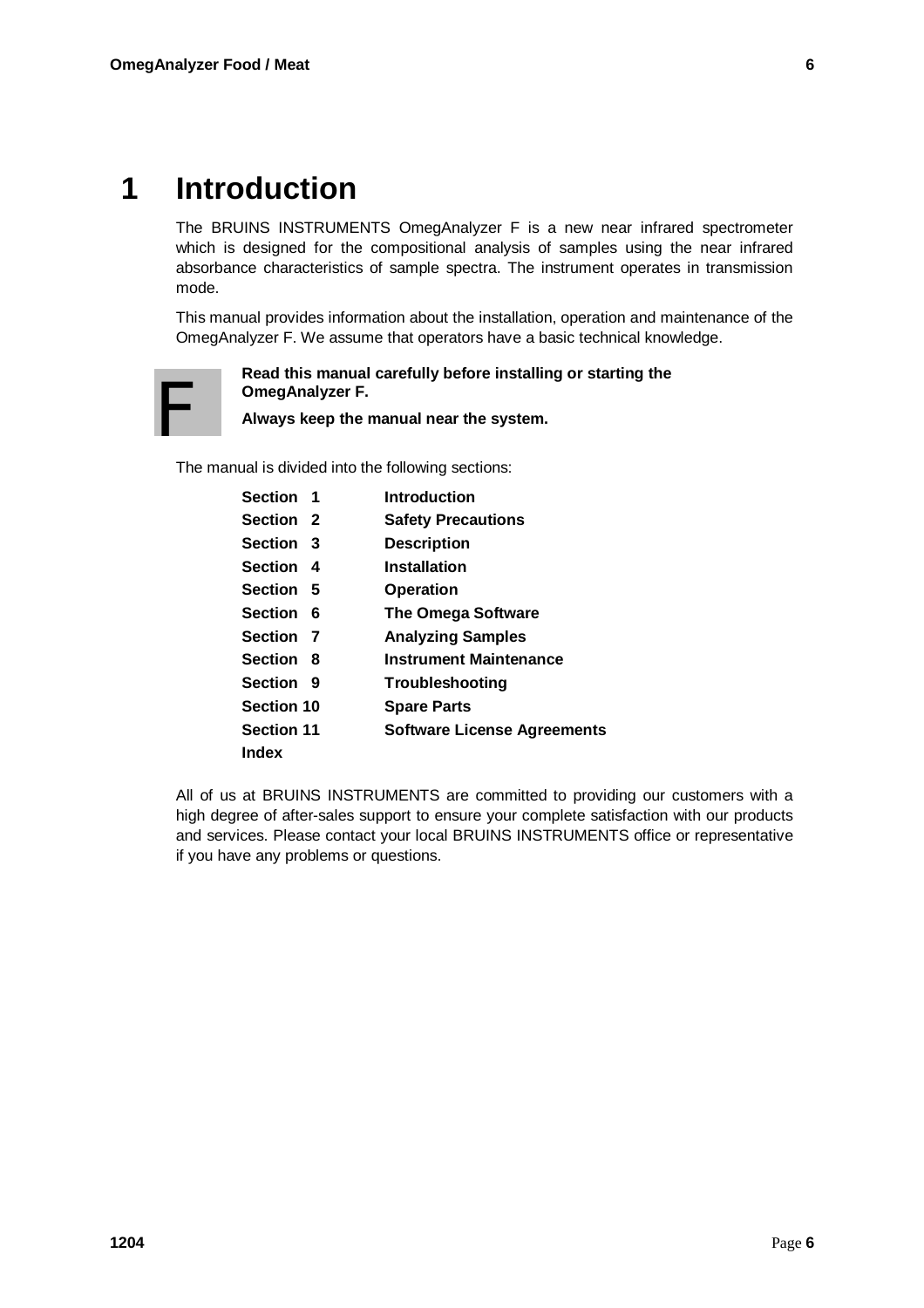# 1 Introduction

The BRUINS INSTRUMENTS OmegAnalyzer F is a new near infrared spectrometer which is designed for the compositional analysis of samples using the near infrared absorbance characteristics of sample spectra. The instrument operates in transmission mode.

This manual provides information about the installation, operation and maintenance of the OmegAnalyzer F. We assume that operators have a basic technical knowledge.

F

**Read this manual carefully before installing or starting the OmegAnalyzer F.**

**Always keep the manual near the system.**

The manual is divided into the following sections:

| | |
|---|---|
| **Section 1** | **Introduction** |
| **Section 2** | **Safety Precautions** |
| **Section 3** | **Description** |
| **Section 4** | **Installation** |
| **Section 5** | **Operation** |
| **Section 6** | **The Omega Software** |
| **Section 7** | **Analyzing Samples** |
| **Section 8** | **Instrument Maintenance** |
| **Section 9** | **Troubleshooting** |
| **Section 10** | **Spare Parts** |
| **Section 11** | **Software License Agreements** |
| **Index** | |

All of us at BRUINS INSTRUMENTS are committed to providing our customers with a high degree of after-sales support to ensure your complete satisfaction with our products and services. Please contact your local BRUINS INSTRUMENTS office or representative if you have any problems or questions.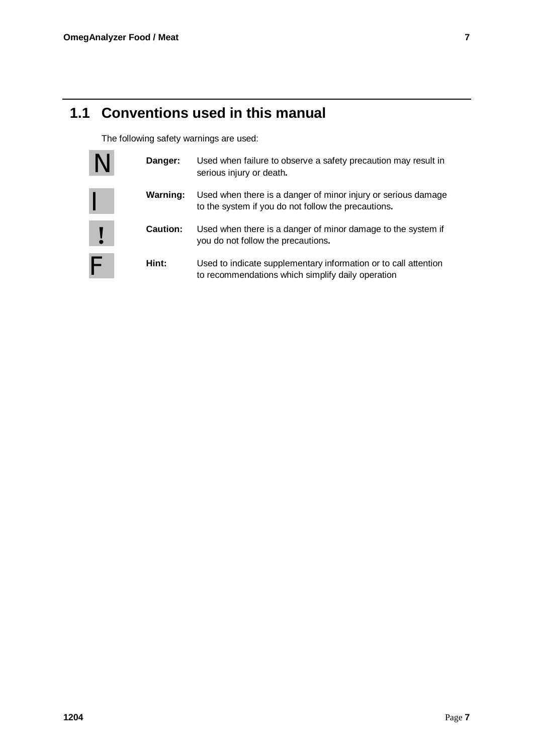## 1.1 Conventions used in this manual

The following safety warnings are used:

| | | |
|---|---|---|
| N | **Danger:** | Used when failure to observe a safety precaution may result in serious injury or death**.** |
| I | **Warning:** | Used when there is a danger of minor injury or serious damage to the system if you do not follow the precautions**.** |
| ! | **Caution:** | Used when there is a danger of minor damage to the system if you do not follow the precautions**.** |
| F | **Hint:** | Used to indicate supplementary information or to call attention to recommendations which simplify daily operation |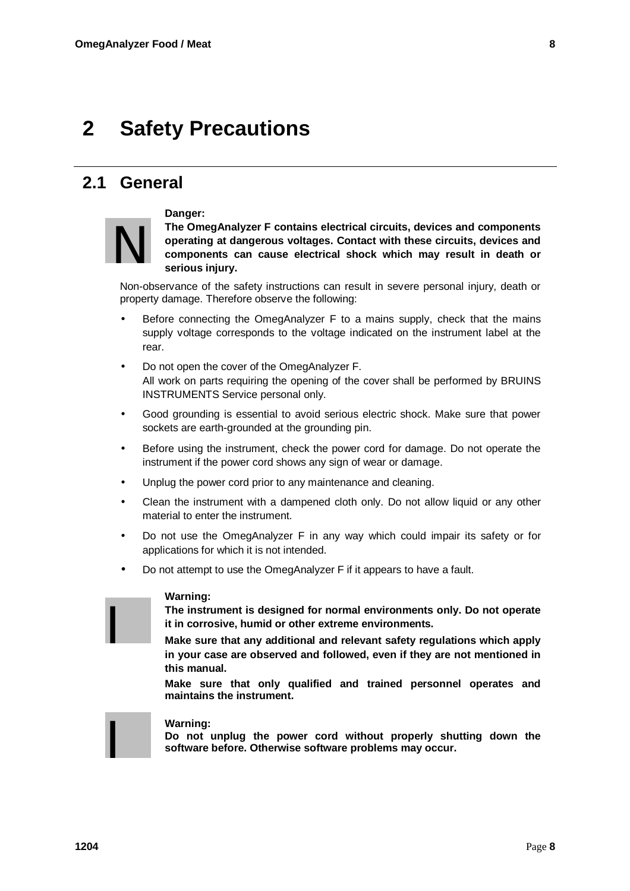# 2 Safety Precautions

## 2.1 General

N

**Danger:**
**The OmegAnalyzer F contains electrical circuits, devices and components operating at dangerous voltages. Contact with these circuits, devices and components can cause electrical shock which may result in death or serious injury.**

Non-observance of the safety instructions can result in severe personal injury, death or property damage. Therefore observe the following:

- Before connecting the OmegAnalyzer F to a mains supply, check that the mains supply voltage corresponds to the voltage indicated on the instrument label at the rear.
- Do not open the cover of the OmegAnalyzer F.
  All work on parts requiring the opening of the cover shall be performed by BRUINS INSTRUMENTS Service personal only.
- Good grounding is essential to avoid serious electric shock. Make sure that power sockets are earth-grounded at the grounding pin.
- Before using the instrument, check the power cord for damage. Do not operate the instrument if the power cord shows any sign of wear or damage.
- Unplug the power cord prior to any maintenance and cleaning.
- Clean the instrument with a dampened cloth only. Do not allow liquid or any other material to enter the instrument.
- Do not use the OmegAnalyzer F in any way which could impair its safety or for applications for which it is not intended.
- Do not attempt to use the OmegAnalyzer F if it appears to have a fault.

I

**Warning:**
**The instrument is designed for normal environments only. Do not operate it in corrosive, humid or other extreme environments.**

**Make sure that any additional and relevant safety regulations which apply in your case are observed and followed, even if they are not mentioned in this manual.**

**Make sure that only qualified and trained personnel operates and maintains the instrument.**

I

**Warning:**
**Do not unplug the power cord without properly shutting down the software before. Otherwise software problems may occur.**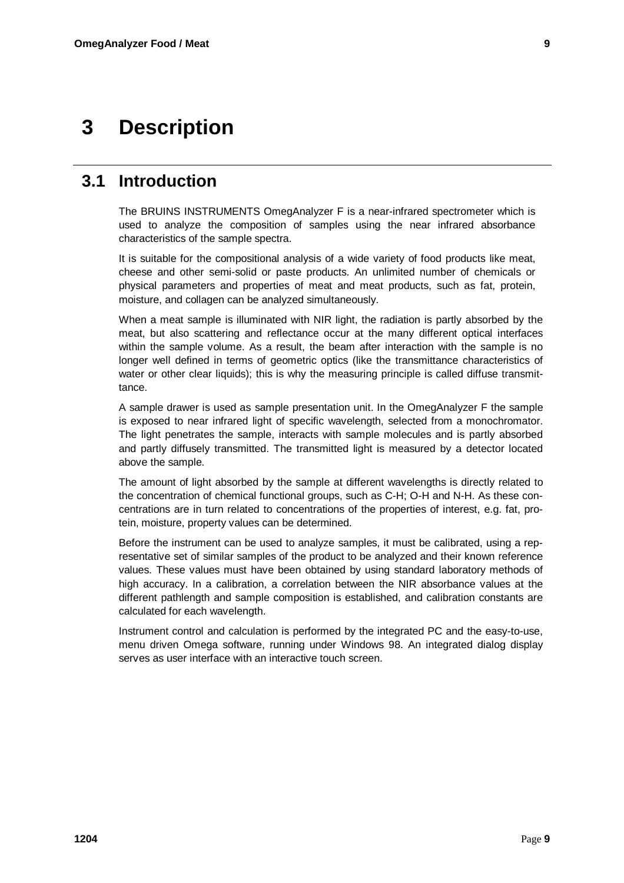# 3 Description

## 3.1 Introduction

The BRUINS INSTRUMENTS OmegAnalyzer F is a near-infrared spectrometer which is used to analyze the composition of samples using the near infrared absorbance characteristics of the sample spectra.

It is suitable for the compositional analysis of a wide variety of food products like meat, cheese and other semi-solid or paste products. An unlimited number of chemicals or physical parameters and properties of meat and meat products, such as fat, protein, moisture, and collagen can be analyzed simultaneously.

When a meat sample is illuminated with NIR light, the radiation is partly absorbed by the meat, but also scattering and reflectance occur at the many different optical interfaces within the sample volume. As a result, the beam after interaction with the sample is no longer well defined in terms of geometric optics (like the transmittance characteristics of water or other clear liquids); this is why the measuring principle is called diffuse transmittance.

A sample drawer is used as sample presentation unit. In the OmegAnalyzer F the sample is exposed to near infrared light of specific wavelength, selected from a monochromator. The light penetrates the sample, interacts with sample molecules and is partly absorbed and partly diffusely transmitted. The transmitted light is measured by a detector located above the sample.

The amount of light absorbed by the sample at different wavelengths is directly related to the concentration of chemical functional groups, such as C-H; O-H and N-H. As these concentrations are in turn related to concentrations of the properties of interest, e.g. fat, protein, moisture, property values can be determined.

Before the instrument can be used to analyze samples, it must be calibrated, using a representative set of similar samples of the product to be analyzed and their known reference values. These values must have been obtained by using standard laboratory methods of high accuracy. In a calibration, a correlation between the NIR absorbance values at the different pathlength and sample composition is established, and calibration constants are calculated for each wavelength.

Instrument control and calculation is performed by the integrated PC and the easy-to-use, menu driven Omega software, running under Windows 98. An integrated dialog display serves as user interface with an interactive touch screen.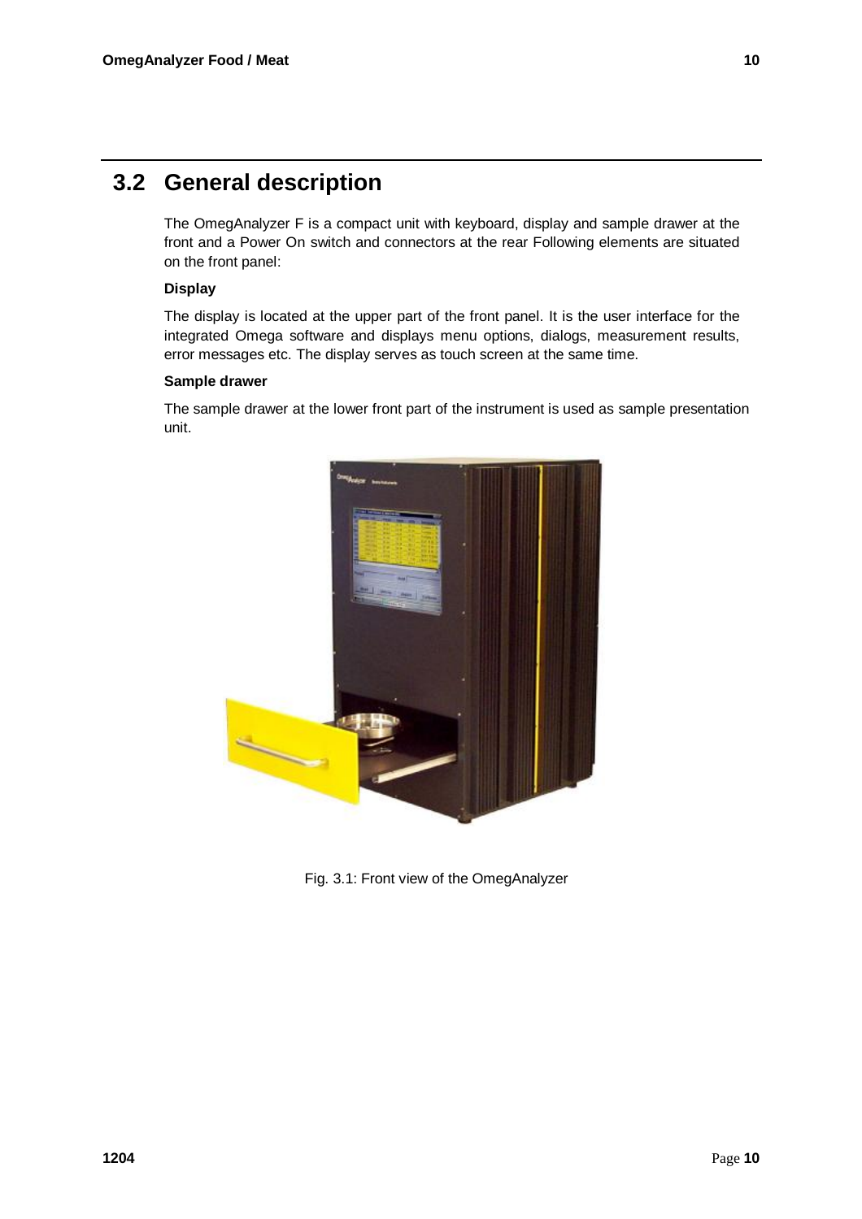## 3.2 General description

The OmegAnalyzer F is a compact unit with keyboard, display and sample drawer at the front and a Power On switch and connectors at the rear Following elements are situated on the front panel:

**Display**

The display is located at the upper part of the front panel. It is the user interface for the integrated Omega software and displays menu options, dialogs, measurement results, error messages etc. The display serves as touch screen at the same time.

**Sample drawer**

The sample drawer at the lower front part of the instrument is used as sample presentation unit.

Fig. 3.1: Front view of the OmegAnalyzer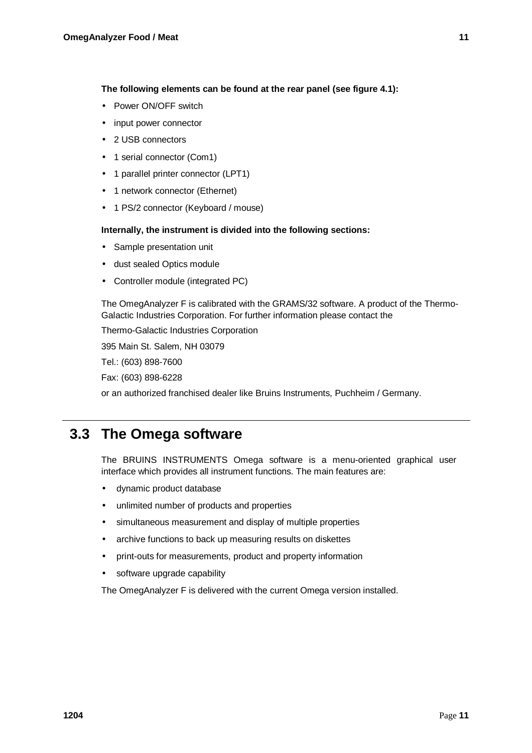**The following elements can be found at the rear panel (see figure 4.1):**

- Power ON/OFF switch
- input power connector
- 2 USB connectors
- 1 serial connector (Com1)
- 1 parallel printer connector (LPT1)
- 1 network connector (Ethernet)
- 1 PS/2 connector (Keyboard / mouse)

**Internally, the instrument is divided into the following sections:**

- Sample presentation unit
- dust sealed Optics module
- Controller module (integrated PC)

The OmegAnalyzer F is calibrated with the GRAMS/32 software. A product of the Thermo-Galactic Industries Corporation. For further information please contact the

Thermo-Galactic Industries Corporation

395 Main St. Salem, NH 03079

Tel.: (603) 898-7600

Fax: (603) 898-6228

or an authorized franchised dealer like Bruins Instruments, Puchheim / Germany.

## 3.3 The Omega software

The BRUINS INSTRUMENTS Omega software is a menu-oriented graphical user interface which provides all instrument functions. The main features are:

- dynamic product database
- unlimited number of products and properties
- simultaneous measurement and display of multiple properties
- archive functions to back up measuring results on diskettes
- print-outs for measurements, product and property information
- software upgrade capability

The OmegAnalyzer F is delivered with the current Omega version installed.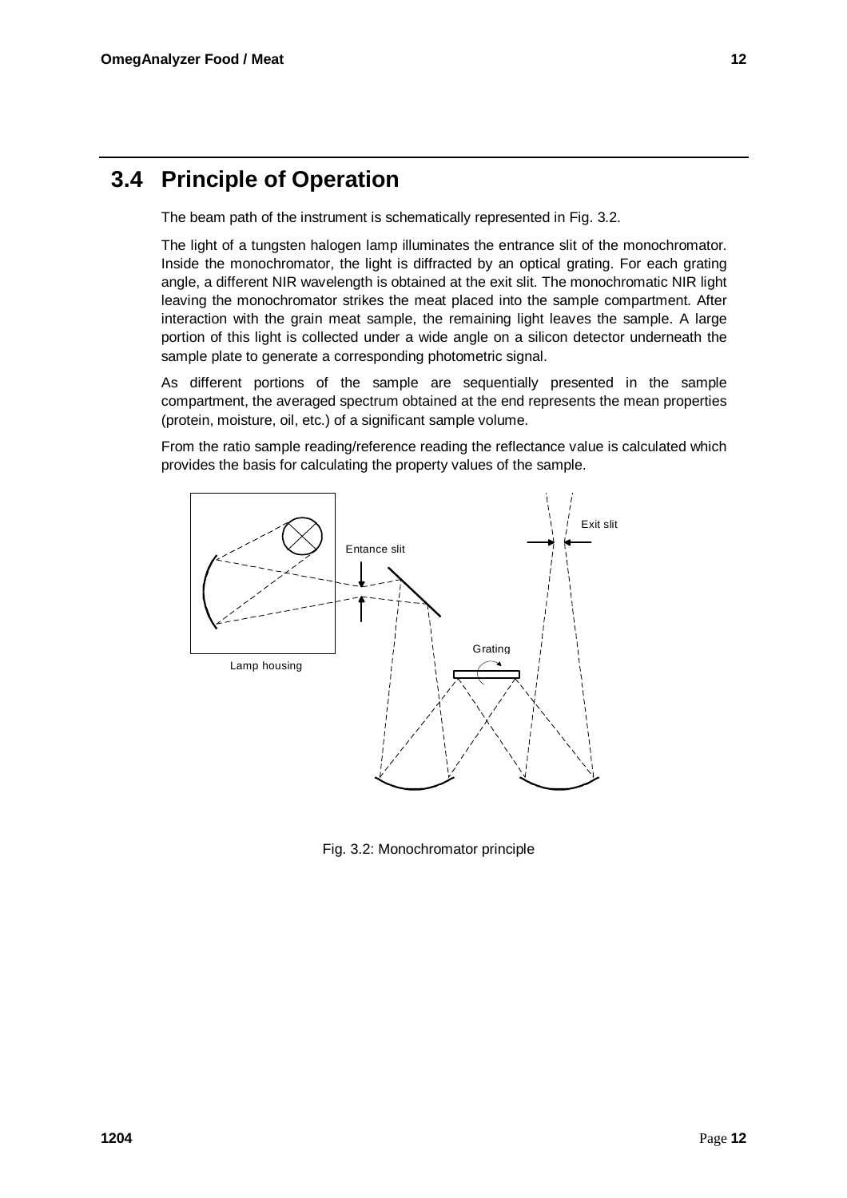## 3.4 Principle of Operation

The beam path of the instrument is schematically represented in Fig. 3.2.

The light of a tungsten halogen lamp illuminates the entrance slit of the monochromator. Inside the monochromator, the light is diffracted by an optical grating. For each grating angle, a different NIR wavelength is obtained at the exit slit. The monochromatic NIR light leaving the monochromator strikes the meat placed into the sample compartment. After interaction with the grain meat sample, the remaining light leaves the sample. A large portion of this light is collected under a wide angle on a silicon detector underneath the sample plate to generate a corresponding photometric signal.

As different portions of the sample are sequentially presented in the sample compartment, the averaged spectrum obtained at the end represents the mean properties (protein, moisture, oil, etc.) of a significant sample volume.

From the ratio sample reading/reference reading the reflectance value is calculated which provides the basis for calculating the property values of the sample.

Exit slit

Entance slit

Grating

Lamp housing

Fig. 3.2: Monochromator principle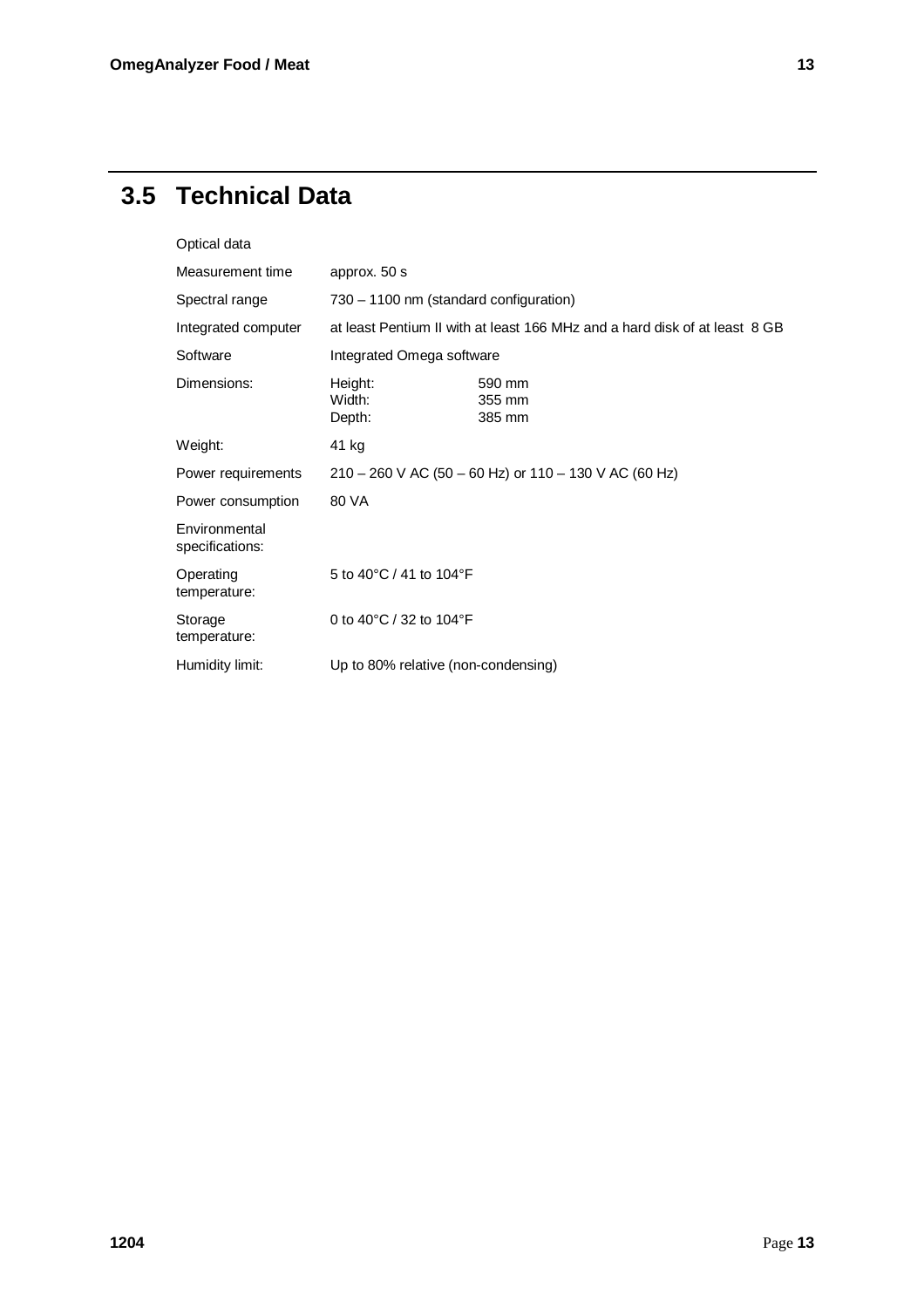## 3.5 Technical Data

| | | |
|---|---|---|
| Optical data | | |
| Measurement time | approx. 50 s | |
| Spectral range | 730 – 1100 nm (standard configuration) | |
| Integrated computer | at least Pentium II with at least 166 MHz and a hard disk of at least 8 GB | |
| Software | Integrated Omega software | |
| Dimensions: | Height:<br>Width:<br>Depth: | 590 mm<br>355 mm<br>385 mm |
| Weight: | 41 kg | |
| Power requirements | 210 – 260 V AC (50 – 60 Hz) or 110 – 130 V AC (60 Hz) | |
| Power consumption | 80 VA | |
| Environmental specifications: | | |
| Operating temperature: | 5 to 40°C / 41 to 104°F | |
| Storage temperature: | 0 to 40°C / 32 to 104°F | |
| Humidity limit: | Up to 80% relative (non-condensing) | |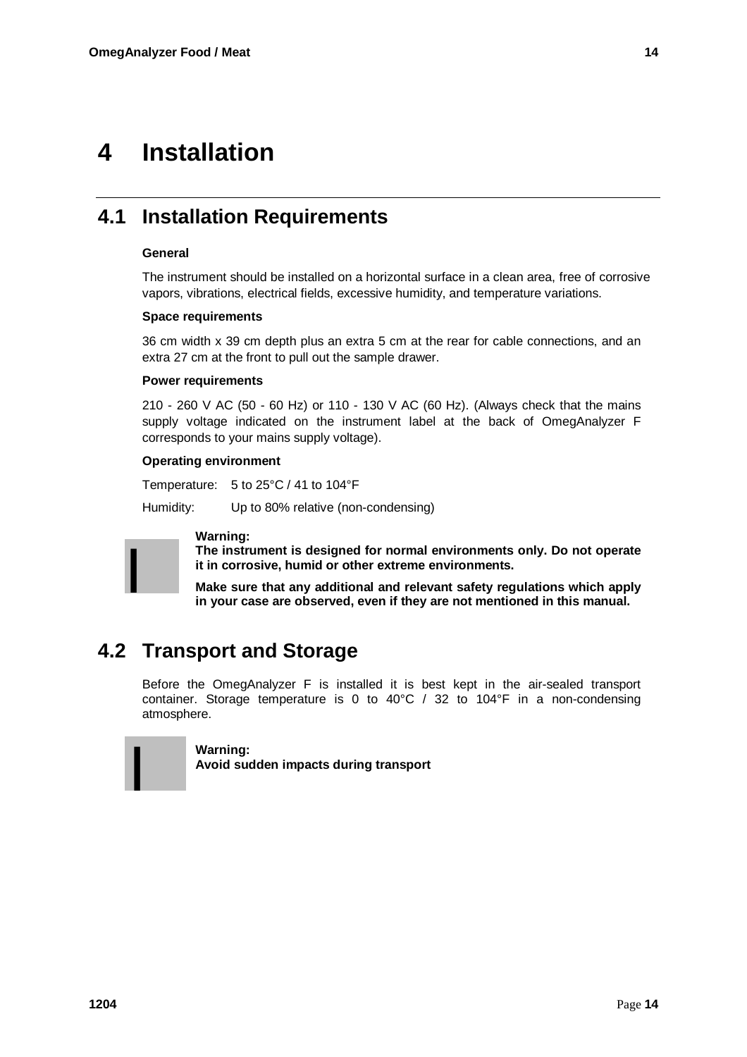# 4 Installation

## 4.1 Installation Requirements

**General**

The instrument should be installed on a horizontal surface in a clean area, free of corrosive vapors, vibrations, electrical fields, excessive humidity, and temperature variations.

**Space requirements**

36 cm width x 39 cm depth plus an extra 5 cm at the rear for cable connections, and an extra 27 cm at the front to pull out the sample drawer.

**Power requirements**

210 - 260 V AC (50 - 60 Hz) or 110 - 130 V AC (60 Hz). (Always check that the mains supply voltage indicated on the instrument label at the back of OmegAnalyzer F corresponds to your mains supply voltage).

**Operating environment**

Temperature: 5 to 25°C / 41 to 104°F

Humidity: Up to 80% relative (non-condensing)

**Warning:**
**The instrument is designed for normal environments only. Do not operate it in corrosive, humid or other extreme environments.**

**Make sure that any additional and relevant safety regulations which apply in your case are observed, even if they are not mentioned in this manual.**

## 4.2 Transport and Storage

Before the OmegAnalyzer F is installed it is best kept in the air-sealed transport container. Storage temperature is 0 to 40°C / 32 to 104°F in a non-condensing atmosphere.

**Warning:**
**Avoid sudden impacts during transport**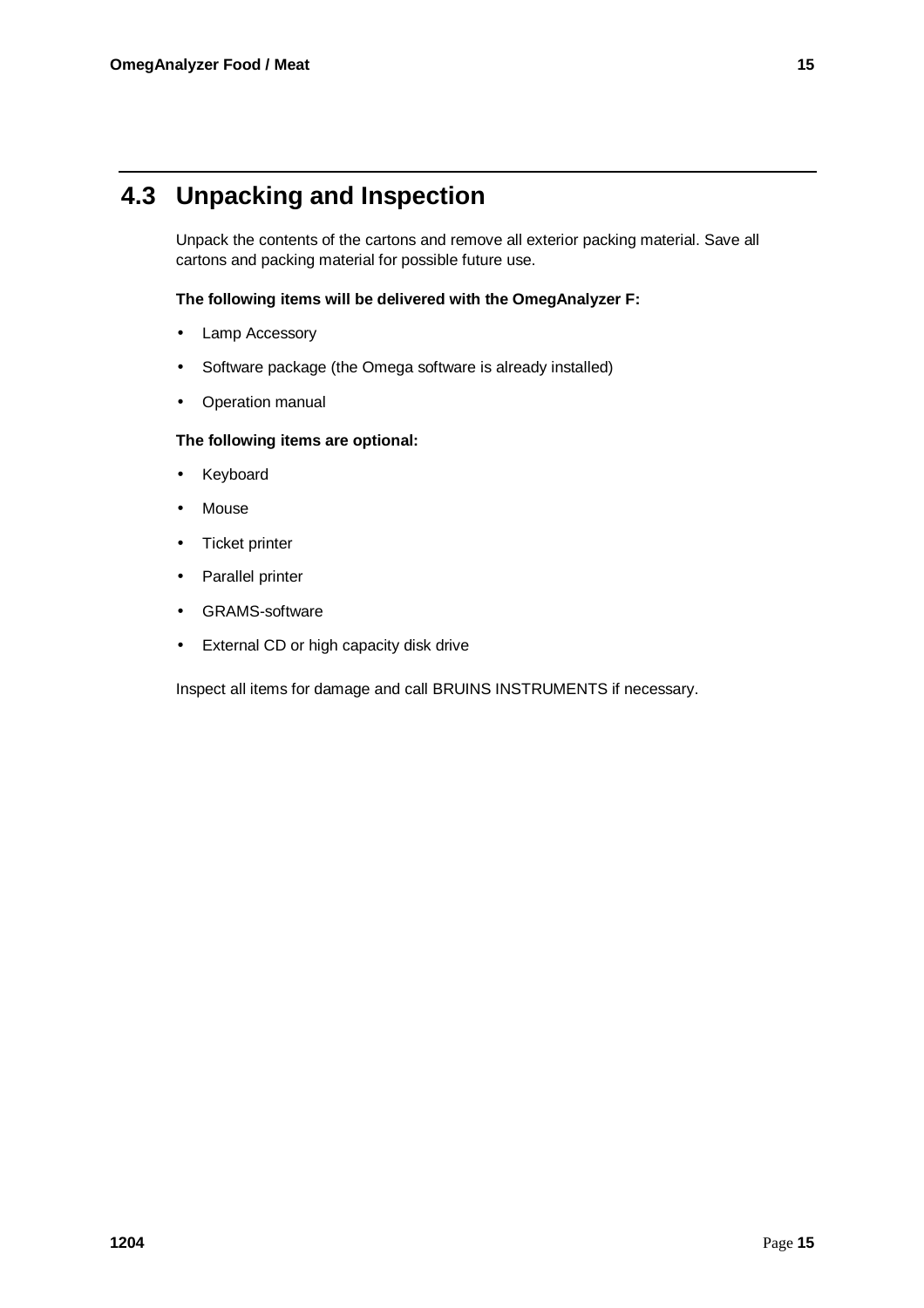## 4.3 Unpacking and Inspection

Unpack the contents of the cartons and remove all exterior packing material. Save all cartons and packing material for possible future use.

**The following items will be delivered with the OmegAnalyzer F:**

- Lamp Accessory
- Software package (the Omega software is already installed)
- Operation manual

**The following items are optional:**

- Keyboard
- Mouse
- Ticket printer
- Parallel printer
- GRAMS-software
- External CD or high capacity disk drive

Inspect all items for damage and call BRUINS INSTRUMENTS if necessary.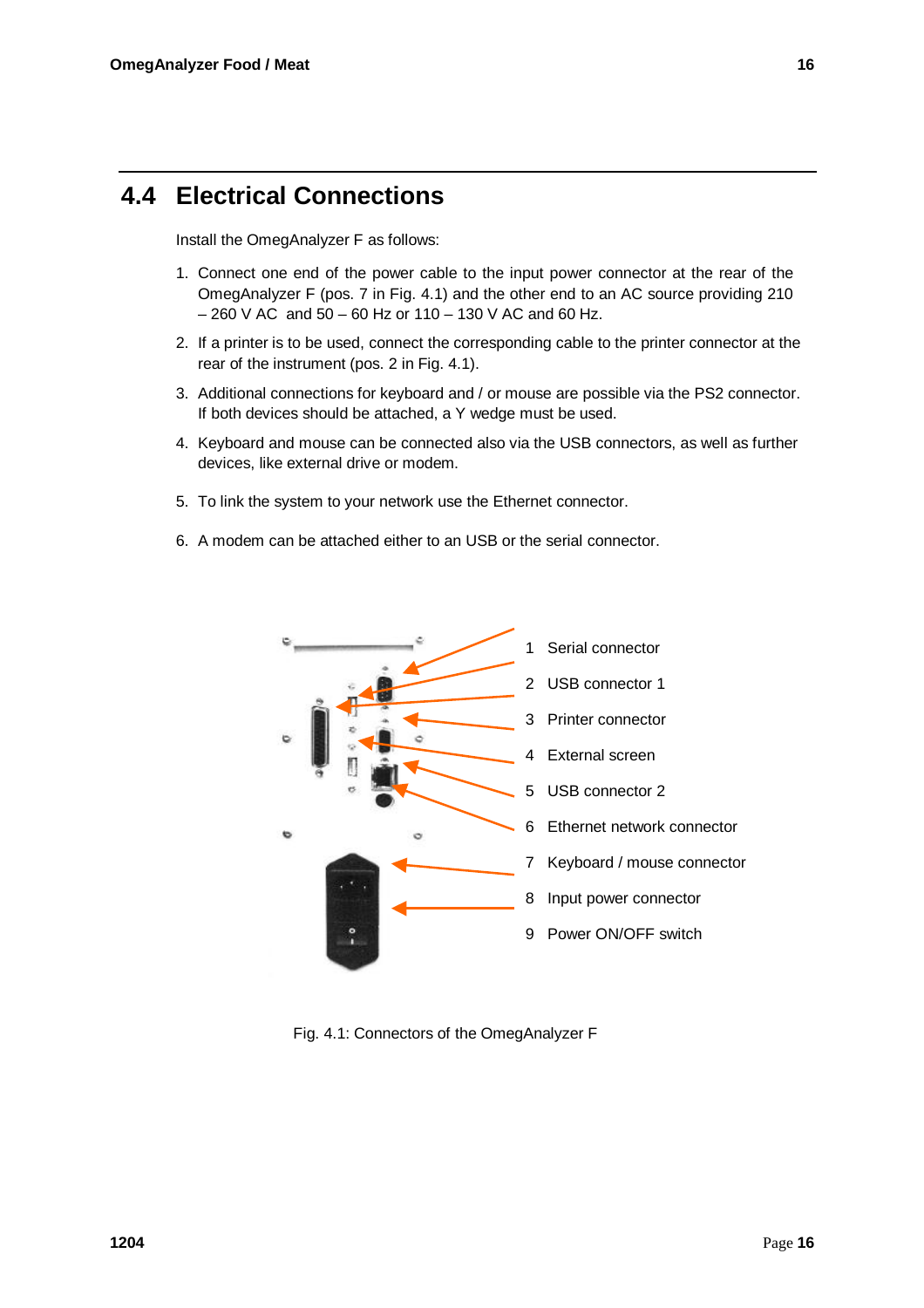## 4.4 Electrical Connections

Install the OmegAnalyzer F as follows:

1. Connect one end of the power cable to the input power connector at the rear of the OmegAnalyzer F (pos. 7 in Fig. 4.1) and the other end to an AC source providing 210 – 260 V AC and 50 – 60 Hz or 110 – 130 V AC and 60 Hz.
2. If a printer is to be used, connect the corresponding cable to the printer connector at the rear of the instrument (pos. 2 in Fig. 4.1).
3. Additional connections for keyboard and / or mouse are possible via the PS2 connector. If both devices should be attached, a Y wedge must be used.
4. Keyboard and mouse can be connected also via the USB connectors, as well as further devices, like external drive or modem.
5. To link the system to your network use the Ethernet connector.
6. A modem can be attached either to an USB or the serial connector.

1 Serial connector
2 USB connector 1
3 Printer connector
4 External screen
5 USB connector 2
6 Ethernet network connector
7 Keyboard / mouse connector
8 Input power connector
9 Power ON/OFF switch

Fig. 4.1: Connectors of the OmegAnalyzer F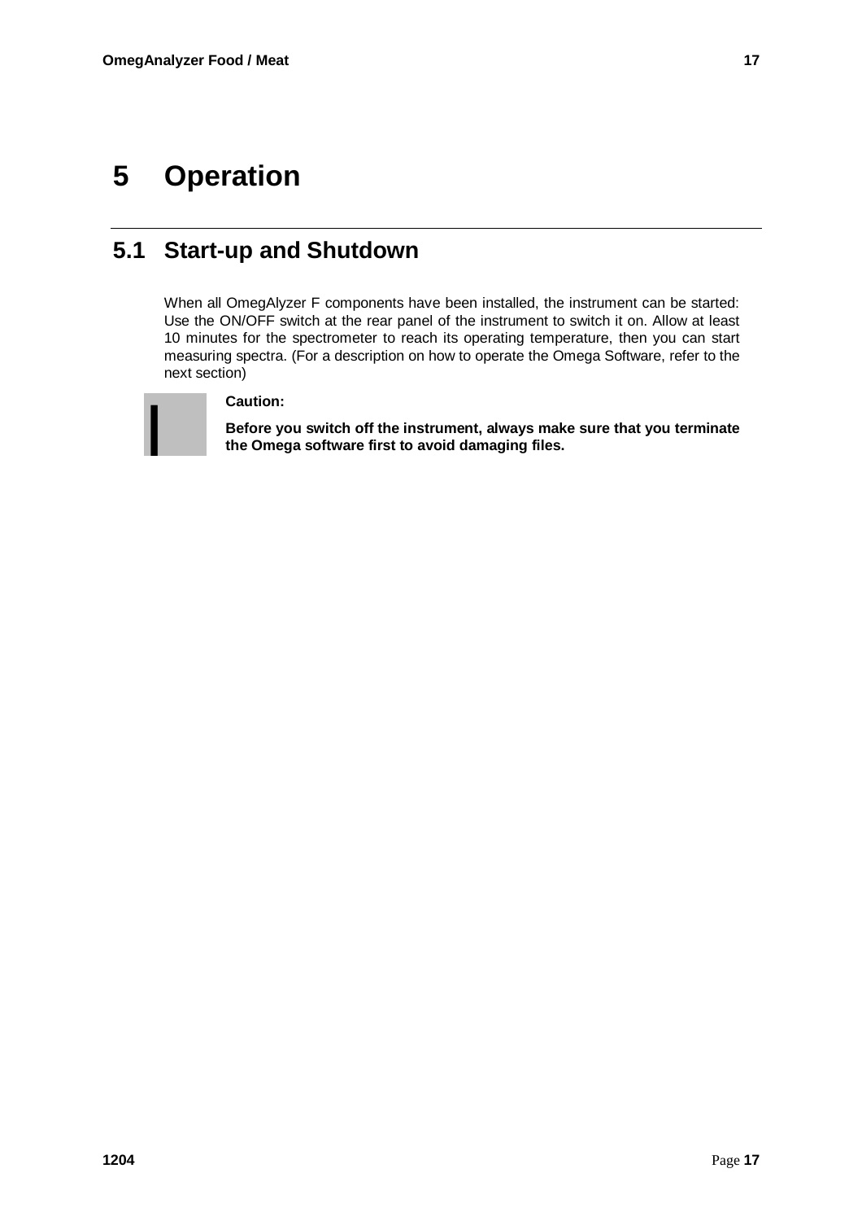# 5 Operation

## 5.1 Start-up and Shutdown

When all OmegAlyzer F components have been installed, the instrument can be started: Use the ON/OFF switch at the rear panel of the instrument to switch it on. Allow at least 10 minutes for the spectrometer to reach its operating temperature, then you can start measuring spectra. (For a description on how to operate the Omega Software, refer to the next section)

**Caution:**

**Before you switch off the instrument, always make sure that you terminate the Omega software first to avoid damaging files.**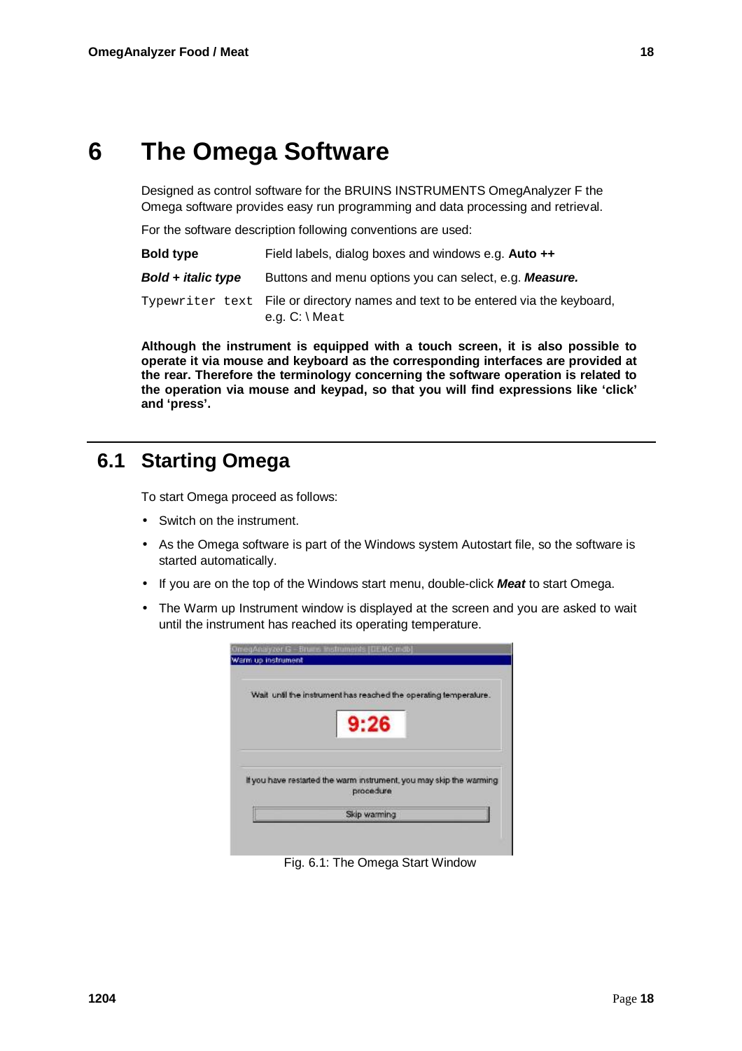# 6 The Omega Software

Designed as control software for the BRUINS INSTRUMENTS OmegAnalyzer F the Omega software provides easy run programming and data processing and retrieval.

For the software description following conventions are used:

| | |
|---|---|
| **Bold type** | Field labels, dialog boxes and windows e.g. **Auto ++** |
| ***Bold + italic type*** | Buttons and menu options you can select, e.g. ***Measure.*** |
| `Typewriter text` | File or directory names and text to be entered via the keyboard, e.g. `C: \ Meat` |

**Although the instrument is equipped with a touch screen, it is also possible to operate it via mouse and keyboard as the corresponding interfaces are provided at the rear. Therefore the terminology concerning the software operation is related to the operation via mouse and keypad, so that you will find expressions like 'click' and 'press'.**

## 6.1 Starting Omega

To start Omega proceed as follows:

- Switch on the instrument.
- As the Omega software is part of the Windows system Autostart file, so the software is started automatically.
- If you are on the top of the Windows start menu, double-click ***Meat*** to start Omega.
- The Warm up Instrument window is displayed at the screen and you are asked to wait until the instrument has reached its operating temperature.

OmegAnalyzer G - Bruins Instruments [DEMO.mdb]
Warm up instrument
Wait until the instrument has reached the operating temperature.
9:26
If you have restarted the warm instrument, you may skip the warming procedure
Skip warming

Fig. 6.1: The Omega Start Window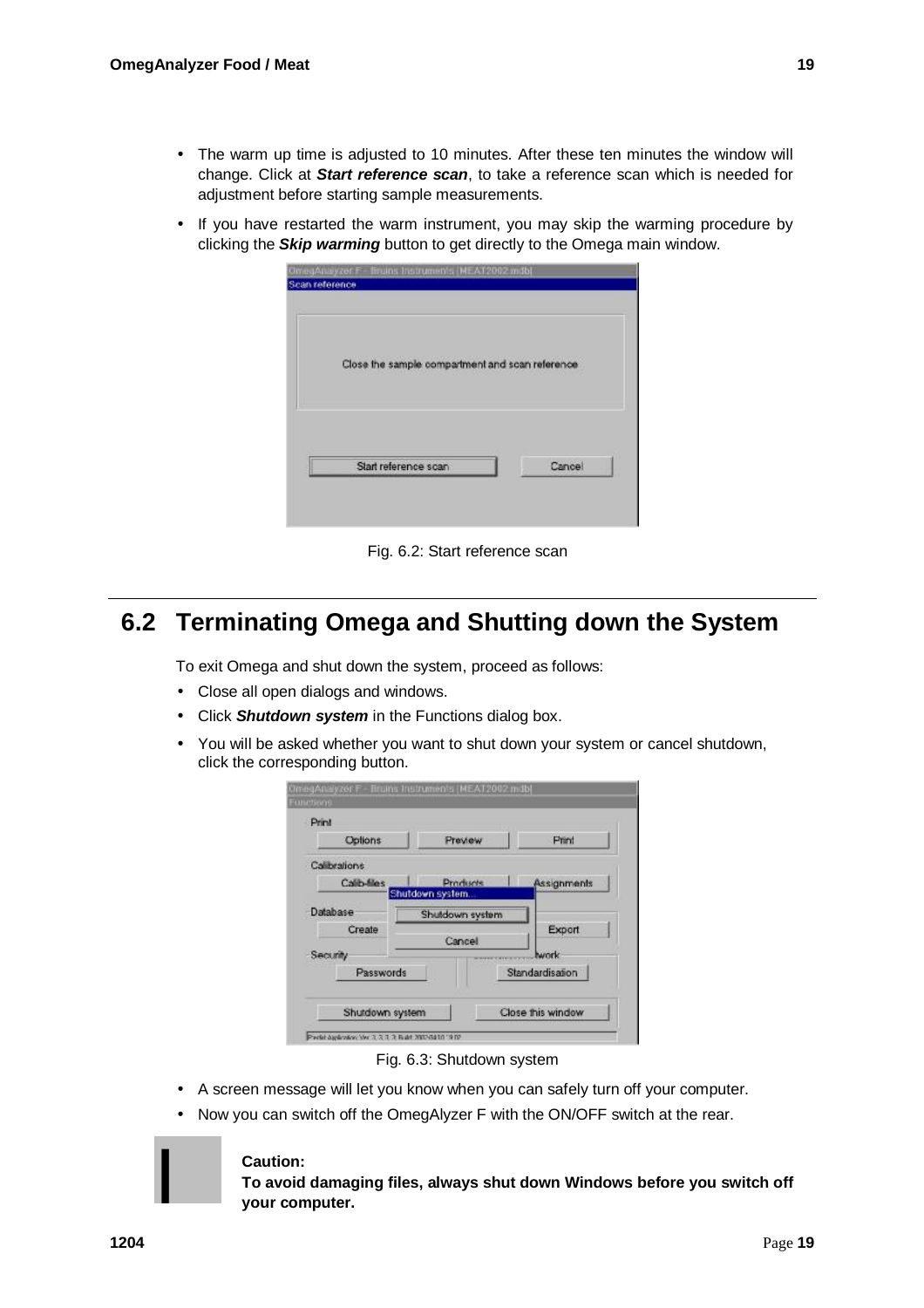- The warm up time is adjusted to 10 minutes. After these ten minutes the window will change. Click at ***Start reference scan***, to take a reference scan which is needed for adjustment before starting sample measurements.
- If you have restarted the warm instrument, you may skip the warming procedure by clicking the ***Skip warming*** button to get directly to the Omega main window.

Fig. 6.2: Start reference scan

## 6.2 Terminating Omega and Shutting down the System

To exit Omega and shut down the system, proceed as follows:

- Close all open dialogs and windows.
- Click ***Shutdown system*** in the Functions dialog box.
- You will be asked whether you want to shut down your system or cancel shutdown, click the corresponding button.

Fig. 6.3: Shutdown system

- A screen message will let you know when you can safely turn off your computer.
- Now you can switch off the OmegAlyzer F with the ON/OFF switch at the rear.

**Caution:**
**To avoid damaging files, always shut down Windows before you switch off your computer.**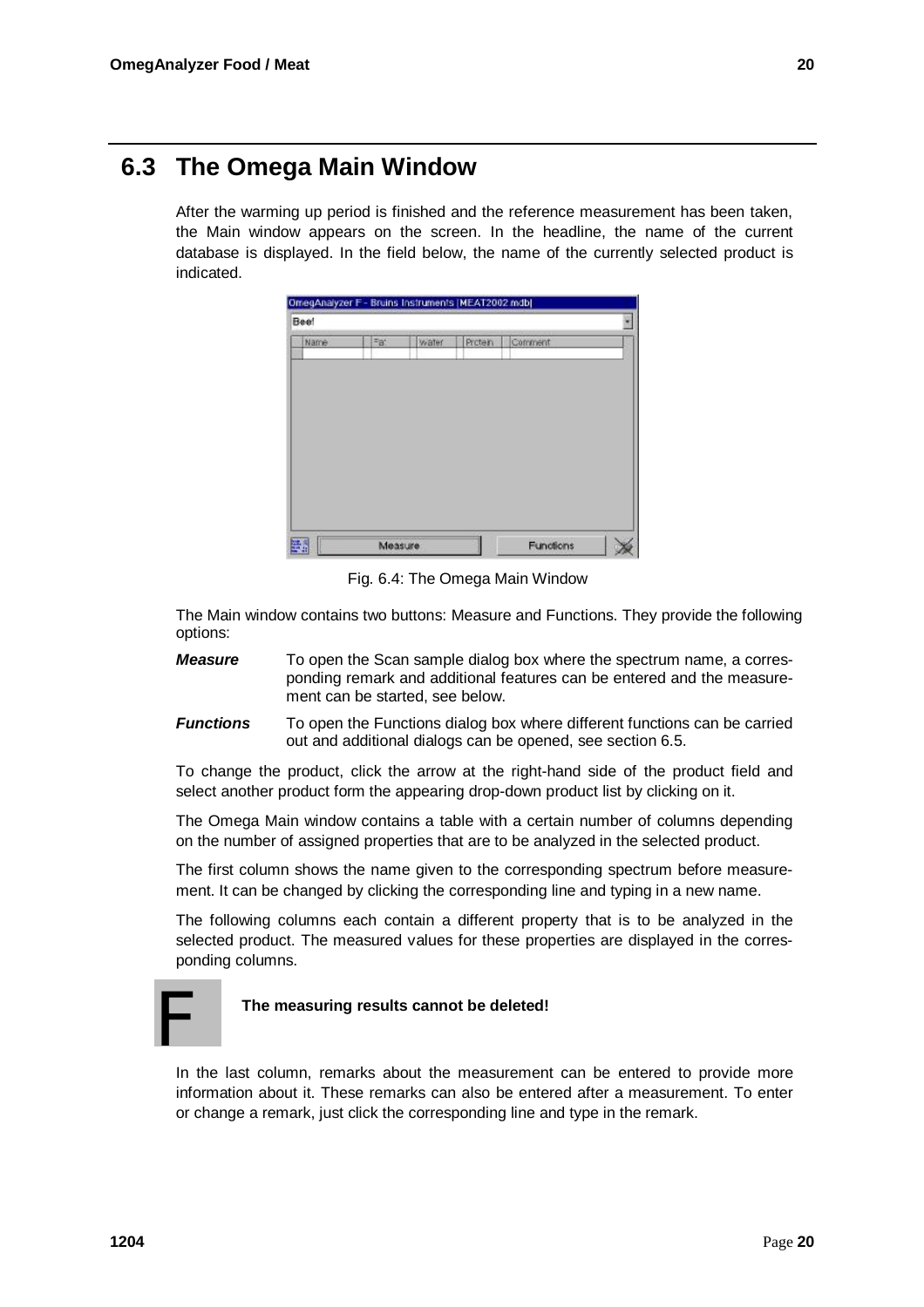## 6.3 The Omega Main Window

After the warming up period is finished and the reference measurement has been taken, the Main window appears on the screen. In the headline, the name of the current database is displayed. In the field below, the name of the currently selected product is indicated.

OmegAnalyzer F - Bruins Instruments [MEAT2002.mdb]

Beef

Name
Fat
Water
Protein
Comment

Measure
Functions

Fig. 6.4: The Omega Main Window

The Main window contains two buttons: Measure and Functions. They provide the following options:

***Measure*** To open the Scan sample dialog box where the spectrum name, a corresponding remark and additional features can be entered and the measurement can be started, see below.

***Functions*** To open the Functions dialog box where different functions can be carried out and additional dialogs can be opened, see section 6.5.

To change the product, click the arrow at the right-hand side of the product field and select another product form the appearing drop-down product list by clicking on it.

The Omega Main window contains a table with a certain number of columns depending on the number of assigned properties that are to be analyzed in the selected product.

The first column shows the name given to the corresponding spectrum before measurement. It can be changed by clicking the corresponding line and typing in a new name.

The following columns each contain a different property that is to be analyzed in the selected product. The measured values for these properties are displayed in the corresponding columns.

F

**The measuring results cannot be deleted!**

In the last column, remarks about the measurement can be entered to provide more information about it. These remarks can also be entered after a measurement. To enter or change a remark, just click the corresponding line and type in the remark.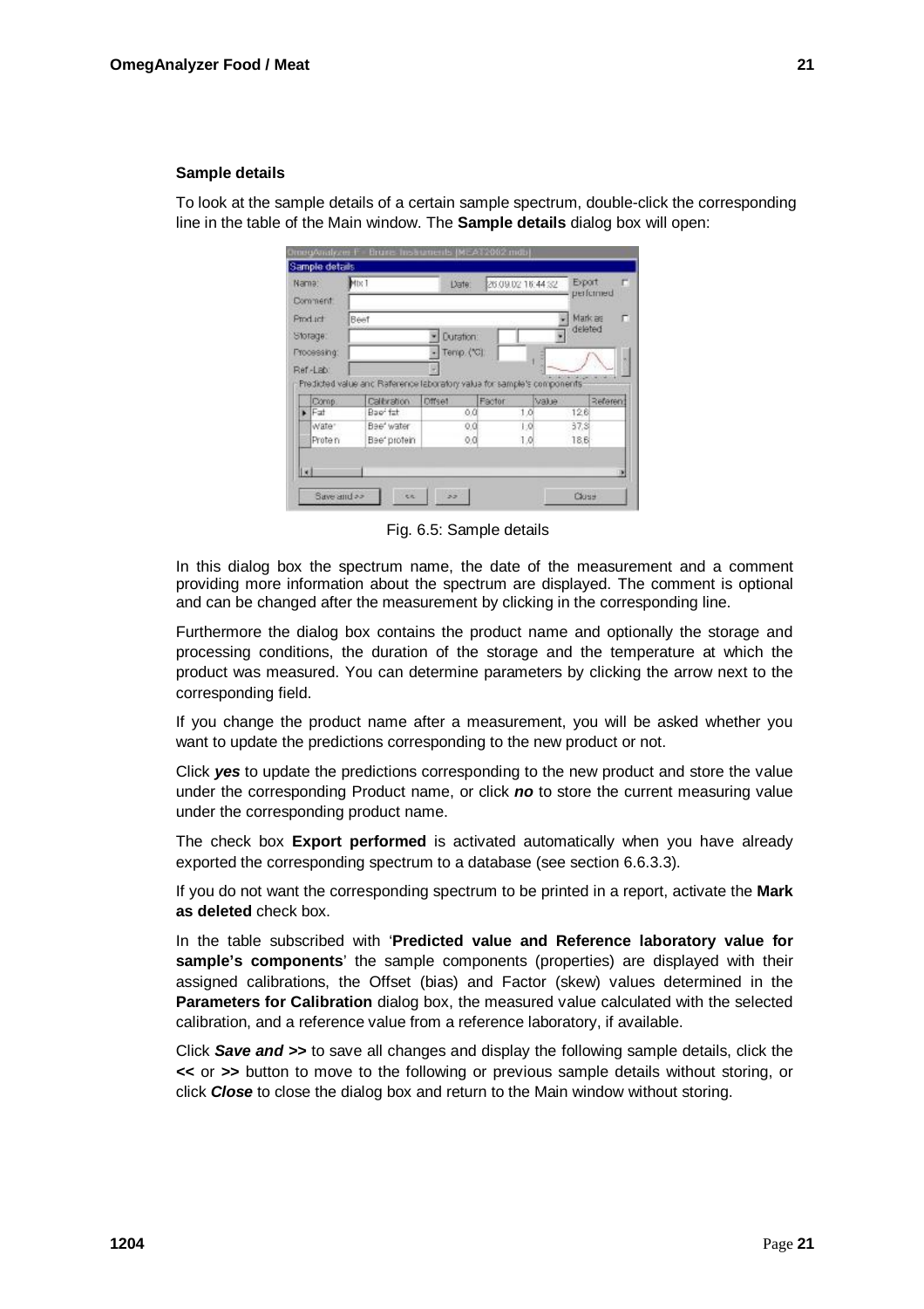### Sample details

To look at the sample details of a certain sample spectrum, double-click the corresponding line in the table of the Main window. The **Sample details** dialog box will open:

Fig. 6.5: Sample details

In this dialog box the spectrum name, the date of the measurement and a comment providing more information about the spectrum are displayed. The comment is optional and can be changed after the measurement by clicking in the corresponding line.

Furthermore the dialog box contains the product name and optionally the storage and processing conditions, the duration of the storage and the temperature at which the product was measured. You can determine parameters by clicking the arrow next to the corresponding field.

If you change the product name after a measurement, you will be asked whether you want to update the predictions corresponding to the new product or not.

Click ***yes*** to update the predictions corresponding to the new product and store the value under the corresponding Product name, or click ***no*** to store the current measuring value under the corresponding product name.

The check box **Export performed** is activated automatically when you have already exported the corresponding spectrum to a database (see section 6.6.3.3).

If you do not want the corresponding spectrum to be printed in a report, activate the **Mark as deleted** check box.

In the table subscribed with '**Predicted value and Reference laboratory value for sample's components**' the sample components (properties) are displayed with their assigned calibrations, the Offset (bias) and Factor (skew) values determined in the **Parameters for Calibration** dialog box, the measured value calculated with the selected calibration, and a reference value from a reference laboratory, if available.

Click ***Save and >>*** to save all changes and display the following sample details, click the **<<** or **>>** button to move to the following or previous sample details without storing, or click ***Close*** to close the dialog box and return to the Main window without storing.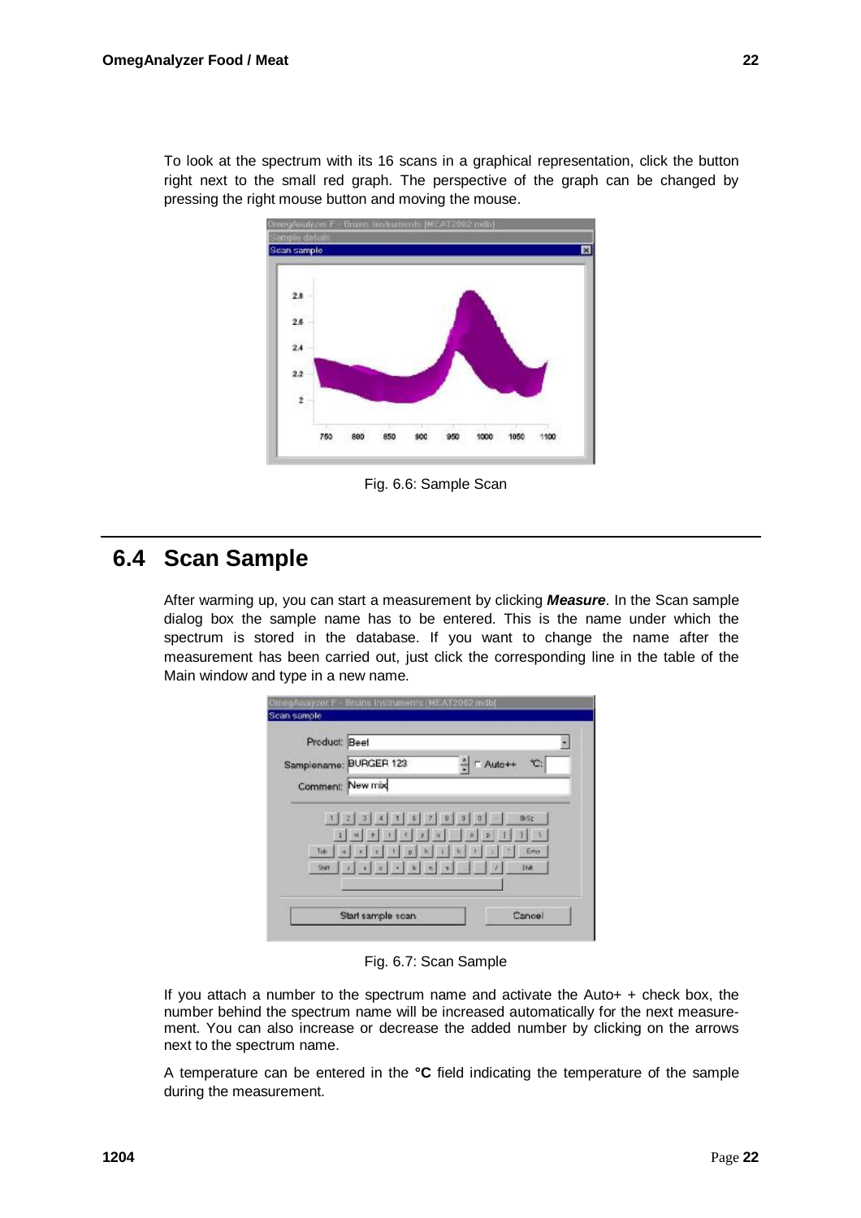To look at the spectrum with its 16 scans in a graphical representation, click the button right next to the small red graph. The perspective of the graph can be changed by pressing the right mouse button and moving the mouse.

OmegAnalyzer F - Bruins Instruments [MEAT2002.mdb]
Sample details
Scan sample

2.8
2.6
2.4
2.2
2

750 800 850 900 950 1000 1050 1100

Fig. 6.6: Sample Scan

## 6.4 Scan Sample

After warming up, you can start a measurement by clicking ***Measure***. In the Scan sample dialog box the sample name has to be entered. This is the name under which the spectrum is stored in the database. If you want to change the name after the measurement has been carried out, just click the corresponding line in the table of the Main window and type in a new name.

OmegAnalyzer F - Bruins Instruments [MEAT2002.mdb]
Scan sample

Product: Beef
Samplename: BURGER 123
Auto++
°C:
Comment: New mix

Start sample scan
Cancel

Fig. 6.7: Scan Sample

If you attach a number to the spectrum name and activate the Auto+ + check box, the number behind the spectrum name will be increased automatically for the next measurement. You can also increase or decrease the added number by clicking on the arrows next to the spectrum name.

A temperature can be entered in the **°C** field indicating the temperature of the sample during the measurement.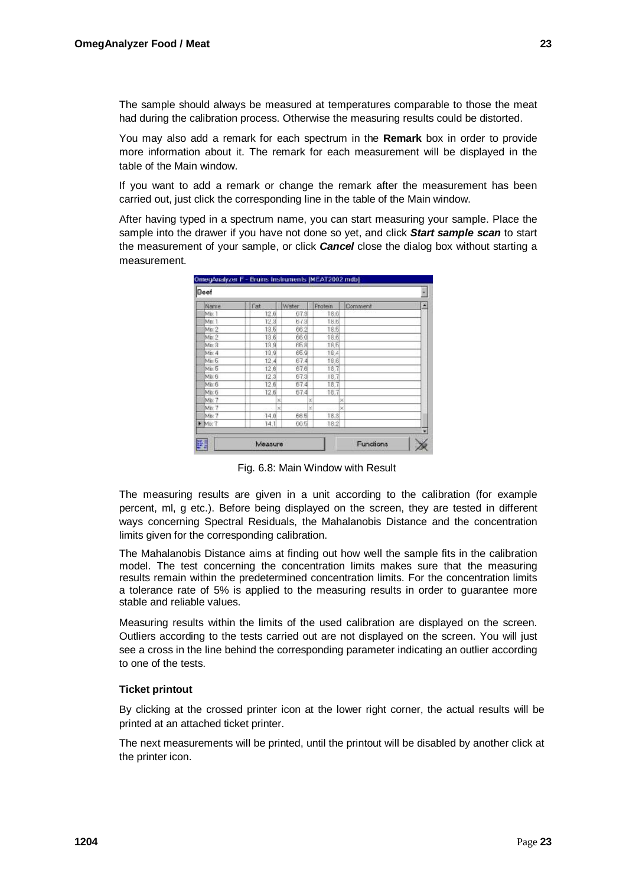The sample should always be measured at temperatures comparable to those the meat had during the calibration process. Otherwise the measuring results could be distorted.

You may also add a remark for each spectrum in the **Remark** box in order to provide more information about it. The remark for each measurement will be displayed in the table of the Main window.

If you want to add a remark or change the remark after the measurement has been carried out, just click the corresponding line in the table of the Main window.

After having typed in a spectrum name, you can start measuring your sample. Place the sample into the drawer if you have not done so yet, and click ***Start sample scan*** to start the measurement of your sample, or click ***Cancel*** close the dialog box without starting a measurement.

OmegAnalyzer F - Bruins Instruments [MEAT2002.mdb]

Beef

| Name | Fat | Water | Protein | Comment |
|---|---|---|---|---|
| Mix 1 | 12.6 | 67.3 | 18.6 | |
| Mix 1 | 12.3 | 67.3 | 18.6 | |
| Mix 2 | 13.5 | 66.2 | 18.5 | |
| Mix 2 | 13.6 | 66.0 | 18.6 | |
| Mix 3 | 13.9 | 65.8 | 18.5 | |
| Mix 4 | 13.9 | 65.9 | 18.4 | |
| Mix 5 | 12.4 | 67.4 | 18.6 | |
| Mix 5 | 12.6 | 67.6 | 18.7 | |
| Mix 6 | 12.3 | 67.3 | 18.7 | |
| Mix 6 | 12.6 | 67.4 | 18.7 | |
| Mix 6 | 12.6 | 67.4 | 18.7 | |
| Mix 7 | x | x | x | |
| Mix 7 | x | x | x | |
| Mix 7 | 14.0 | 66.5 | 18.3 | |
| Mix 7 | 14.1 | 66.5 | 18.2 | |

Measure Functions

Fig. 6.8: Main Window with Result

The measuring results are given in a unit according to the calibration (for example percent, ml, g etc.). Before being displayed on the screen, they are tested in different ways concerning Spectral Residuals, the Mahalanobis Distance and the concentration limits given for the corresponding calibration.

The Mahalanobis Distance aims at finding out how well the sample fits in the calibration model. The test concerning the concentration limits makes sure that the measuring results remain within the predetermined concentration limits. For the concentration limits a tolerance rate of 5% is applied to the measuring results in order to guarantee more stable and reliable values.

Measuring results within the limits of the used calibration are displayed on the screen. Outliers according to the tests carried out are not displayed on the screen. You will just see a cross in the line behind the corresponding parameter indicating an outlier according to one of the tests.

#### Ticket printout

By clicking at the crossed printer icon at the lower right corner, the actual results will be printed at an attached ticket printer.

The next measurements will be printed, until the printout will be disabled by another click at the printer icon.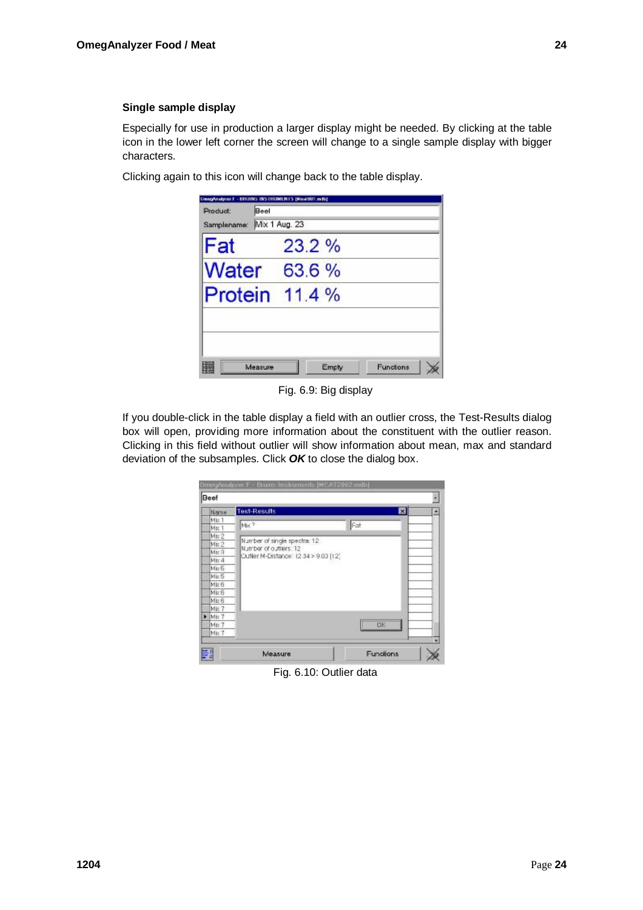### Single sample display

Especially for use in production a larger display might be needed. By clicking at the table icon in the lower left corner the screen will change to a single sample display with bigger characters.

Clicking again to this icon will change back to the table display.

Fig. 6.9: Big display

If you double-click in the table display a field with an outlier cross, the Test-Results dialog box will open, providing more information about the constituent with the outlier reason. Clicking in this field without outlier will show information about mean, max and standard deviation of the subsamples. Click ***OK*** to close the dialog box.

Fig. 6.10: Outlier data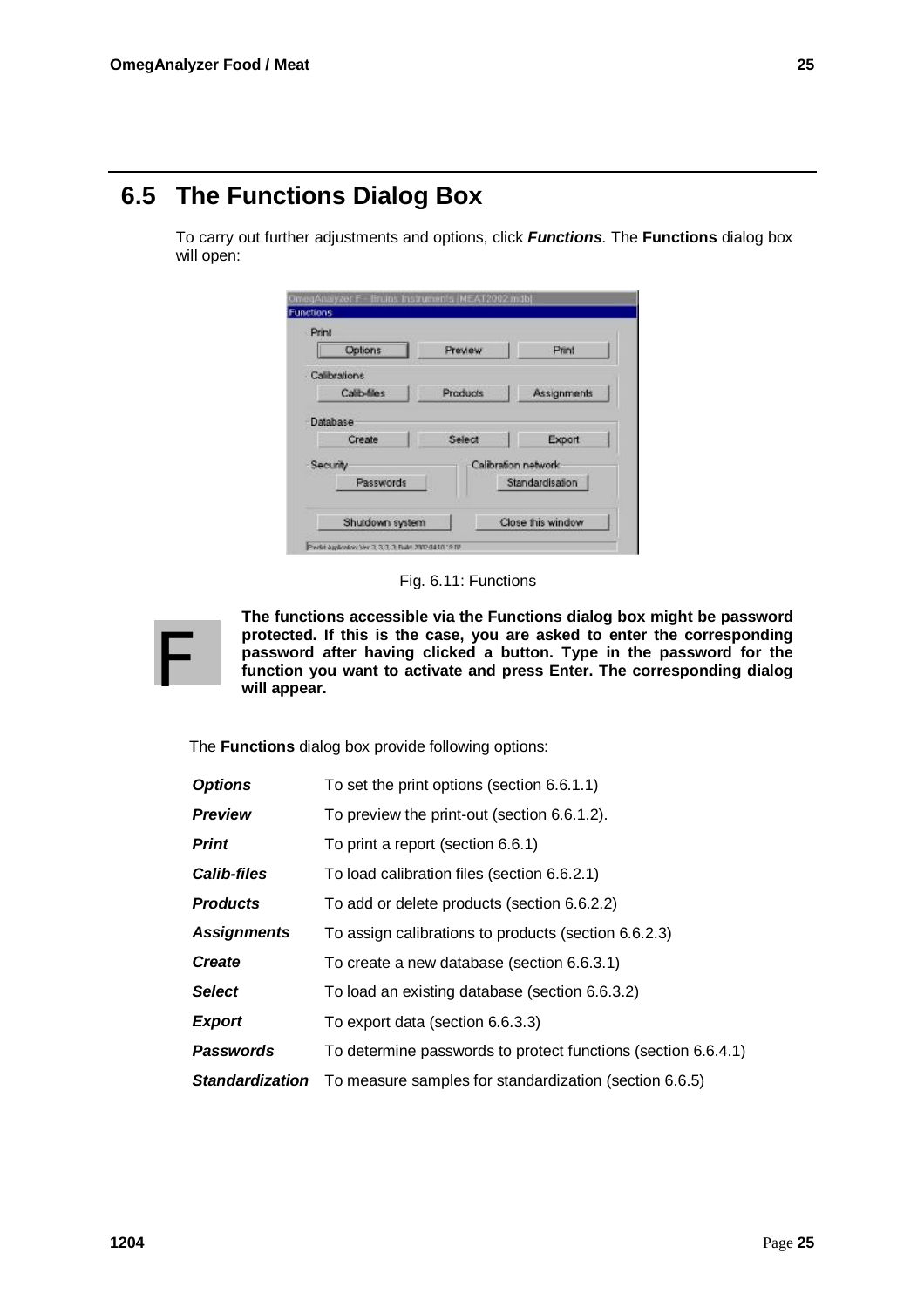## 6.5 The Functions Dialog Box

To carry out further adjustments and options, click ***Functions***. The **Functions** dialog box will open:

Fig. 6.11: Functions

**The functions accessible via the Functions dialog box might be password protected. If this is the case, you are asked to enter the corresponding password after having clicked a button. Type in the password for the function you want to activate and press Enter. The corresponding dialog will appear.**

The **Functions** dialog box provide following options:

| | |
|---|---|
| ***Options*** | To set the print options (section 6.6.1.1) |
| ***Preview*** | To preview the print-out (section 6.6.1.2). |
| ***Print*** | To print a report (section 6.6.1) |
| ***Calib-files*** | To load calibration files (section 6.6.2.1) |
| ***Products*** | To add or delete products (section 6.6.2.2) |
| ***Assignments*** | To assign calibrations to products (section 6.6.2.3) |
| ***Create*** | To create a new database (section 6.6.3.1) |
| ***Select*** | To load an existing database (section 6.6.3.2) |
| ***Export*** | To export data (section 6.6.3.3) |
| ***Passwords*** | To determine passwords to protect functions (section 6.6.4.1) |
| ***Standardization*** | To measure samples for standardization (section 6.6.5) |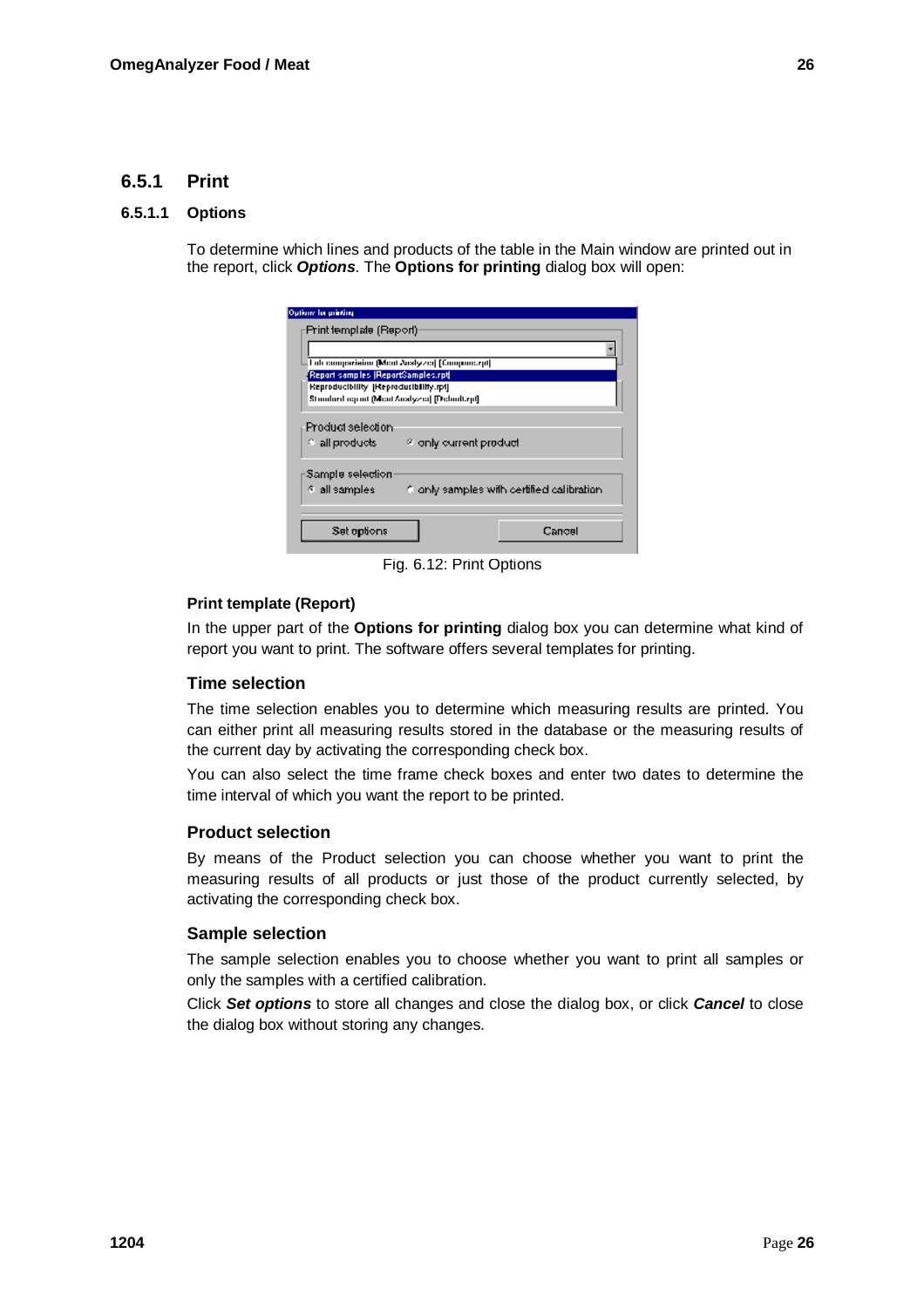## 6.5.1 Print

### 6.5.1.1 Options

To determine which lines and products of the table in the Main window are printed out in the report, click ***Options***. The **Options for printing** dialog box will open:

Fig. 6.12: Print Options

**Print template (Report)**

In the upper part of the **Options for printing** dialog box you can determine what kind of report you want to print. The software offers several templates for printing.

#### Time selection

The time selection enables you to determine which measuring results are printed. You can either print all measuring results stored in the database or the measuring results of the current day by activating the corresponding check box.

You can also select the time frame check boxes and enter two dates to determine the time interval of which you want the report to be printed.

#### Product selection

By means of the Product selection you can choose whether you want to print the measuring results of all products or just those of the product currently selected, by activating the corresponding check box.

#### Sample selection

The sample selection enables you to choose whether you want to print all samples or only the samples with a certified calibration.

Click ***Set options*** to store all changes and close the dialog box, or click ***Cancel*** to close the dialog box without storing any changes.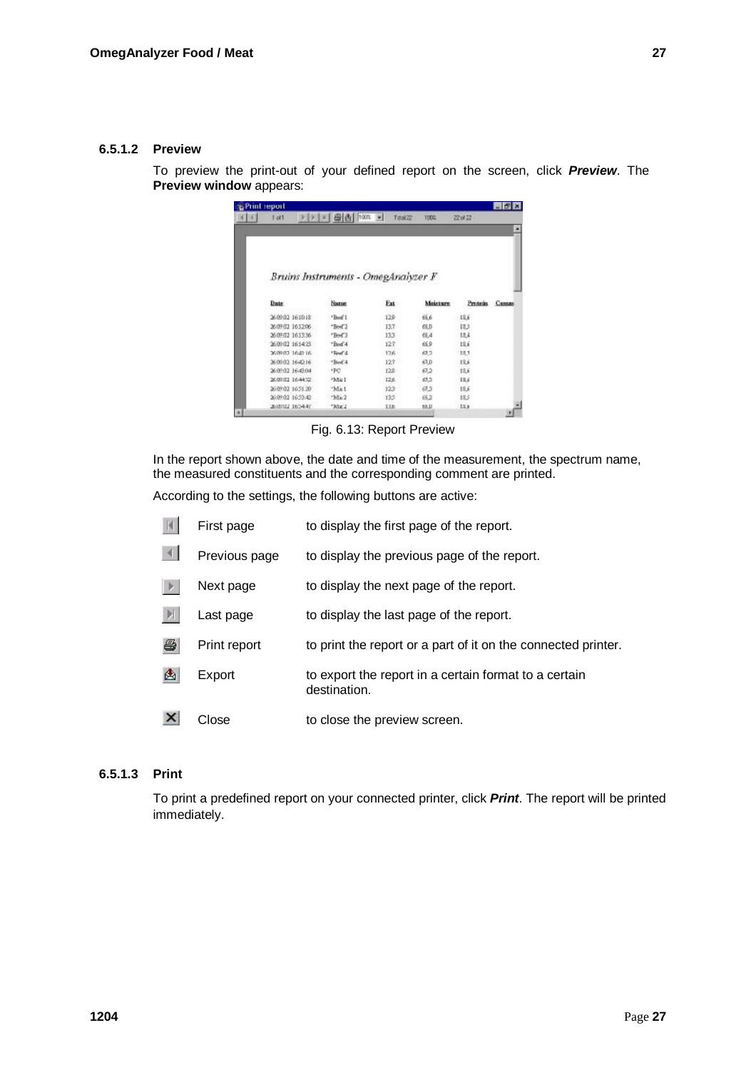#### 6.5.1.2 Preview

To preview the print-out of your defined report on the screen, click ***Preview***. The **Preview window** appears:

Fig. 6.13: Report Preview

In the report shown above, the date and time of the measurement, the spectrum name, the measured constituents and the corresponding comment are printed.

According to the settings, the following buttons are active:

| | | |
|---|---|---|
| | First page | to display the first page of the report. |
| | Previous page | to display the previous page of the report. |
| | Next page | to display the next page of the report. |
| | Last page | to display the last page of the report. |
| | Print report | to print the report or a part of it on the connected printer. |
| | Export | to export the report in a certain format to a certain destination. |
| | Close | to close the preview screen. |

#### 6.5.1.3 Print

To print a predefined report on your connected printer, click ***Print***. The report will be printed immediately.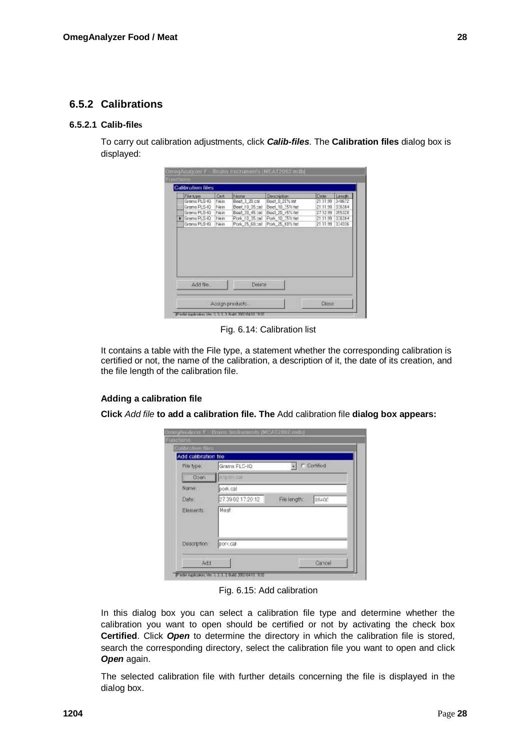## 6.5.2 Calibrations

### 6.5.2.1 Calib-files

To carry out calibration adjustments, click ***Calib-files***. The **Calibration files** dialog box is displayed:

Fig. 6.14: Calibration list

It contains a table with the File type, a statement whether the corresponding calibration is certified or not, the name of the calibration, a description of it, the date of its creation, and the file length of the calibration file.

**Adding a calibration file**

**Click** *Add file* **to add a calibration file. The** Add calibration file **dialog box appears:**

Fig. 6.15: Add calibration

In this dialog box you can select a calibration file type and determine whether the calibration you want to open should be certified or not by activating the check box **Certified**. Click ***Open*** to determine the directory in which the calibration file is stored, search the corresponding directory, select the calibration file you want to open and click ***Open*** again.

The selected calibration file with further details concerning the file is displayed in the dialog box.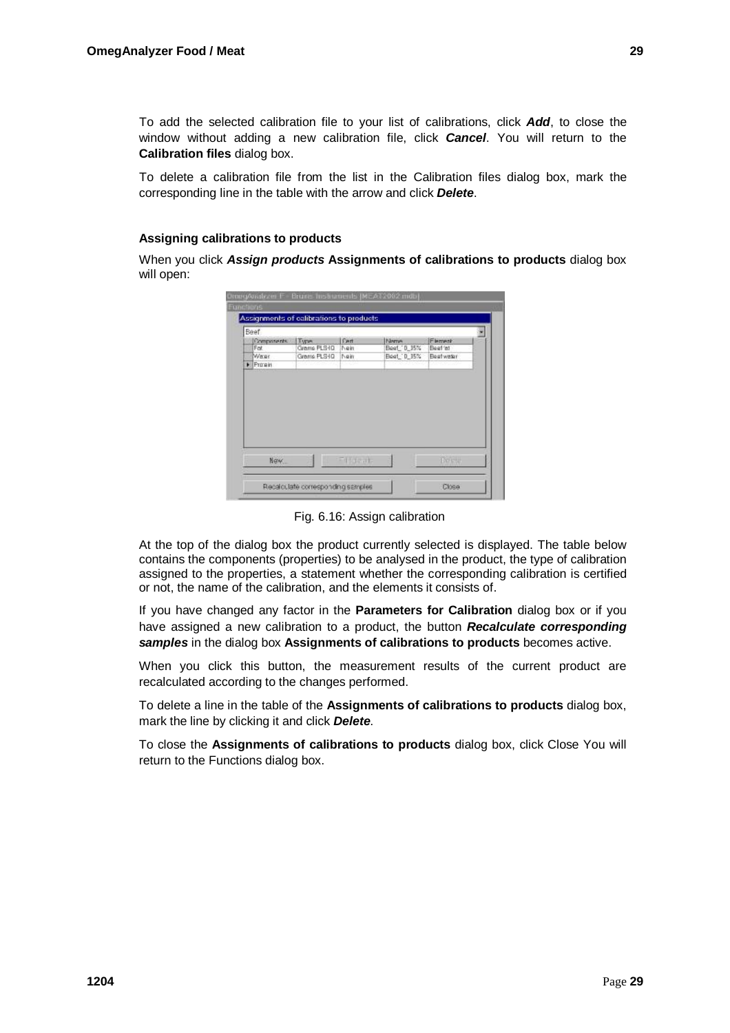To add the selected calibration file to your list of calibrations, click ***Add***, to close the window without adding a new calibration file, click ***Cancel***. You will return to the **Calibration files** dialog box.

To delete a calibration file from the list in the Calibration files dialog box, mark the corresponding line in the table with the arrow and click ***Delete***.

**Assigning calibrations to products**

When you click ***Assign products*** **Assignments of calibrations to products** dialog box will open:

Fig. 6.16: Assign calibration

At the top of the dialog box the product currently selected is displayed. The table below contains the components (properties) to be analysed in the product, the type of calibration assigned to the properties, a statement whether the corresponding calibration is certified or not, the name of the calibration, and the elements it consists of.

If you have changed any factor in the **Parameters for Calibration** dialog box or if you have assigned a new calibration to a product, the button ***Recalculate corresponding samples*** in the dialog box **Assignments of calibrations to products** becomes active.

When you click this button, the measurement results of the current product are recalculated according to the changes performed.

To delete a line in the table of the **Assignments of calibrations to products** dialog box, mark the line by clicking it and click ***Delete***.

To close the **Assignments of calibrations to products** dialog box, click Close You will return to the Functions dialog box.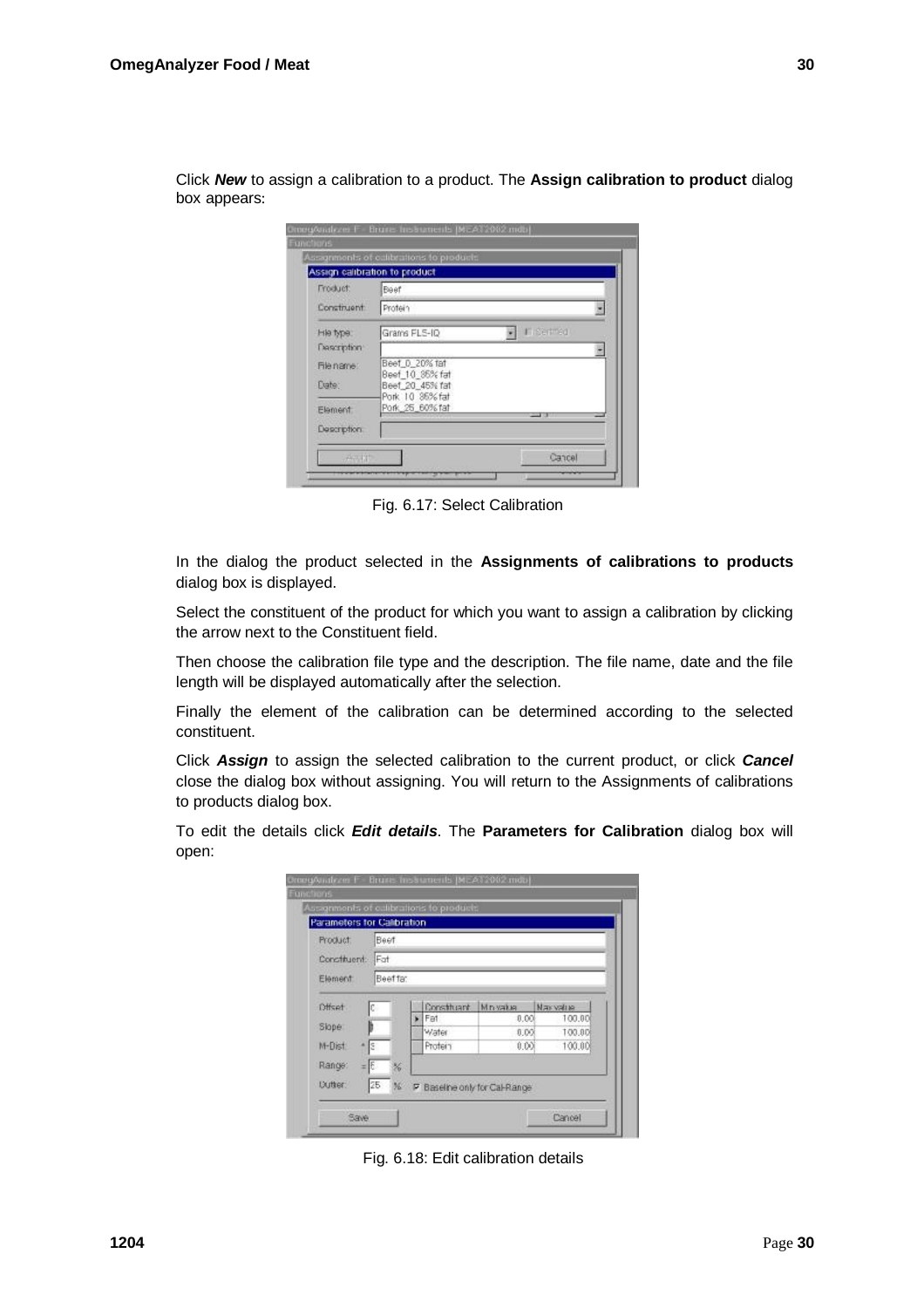Click ***New*** to assign a calibration to a product. The **Assign calibration to product** dialog box appears:

Fig. 6.17: Select Calibration

In the dialog the product selected in the **Assignments of calibrations to products** dialog box is displayed.

Select the constituent of the product for which you want to assign a calibration by clicking the arrow next to the Constituent field.

Then choose the calibration file type and the description. The file name, date and the file length will be displayed automatically after the selection.

Finally the element of the calibration can be determined according to the selected constituent.

Click ***Assign*** to assign the selected calibration to the current product, or click ***Cancel*** close the dialog box without assigning. You will return to the Assignments of calibrations to products dialog box.

To edit the details click ***Edit details***. The **Parameters for Calibration** dialog box will open:

Fig. 6.18: Edit calibration details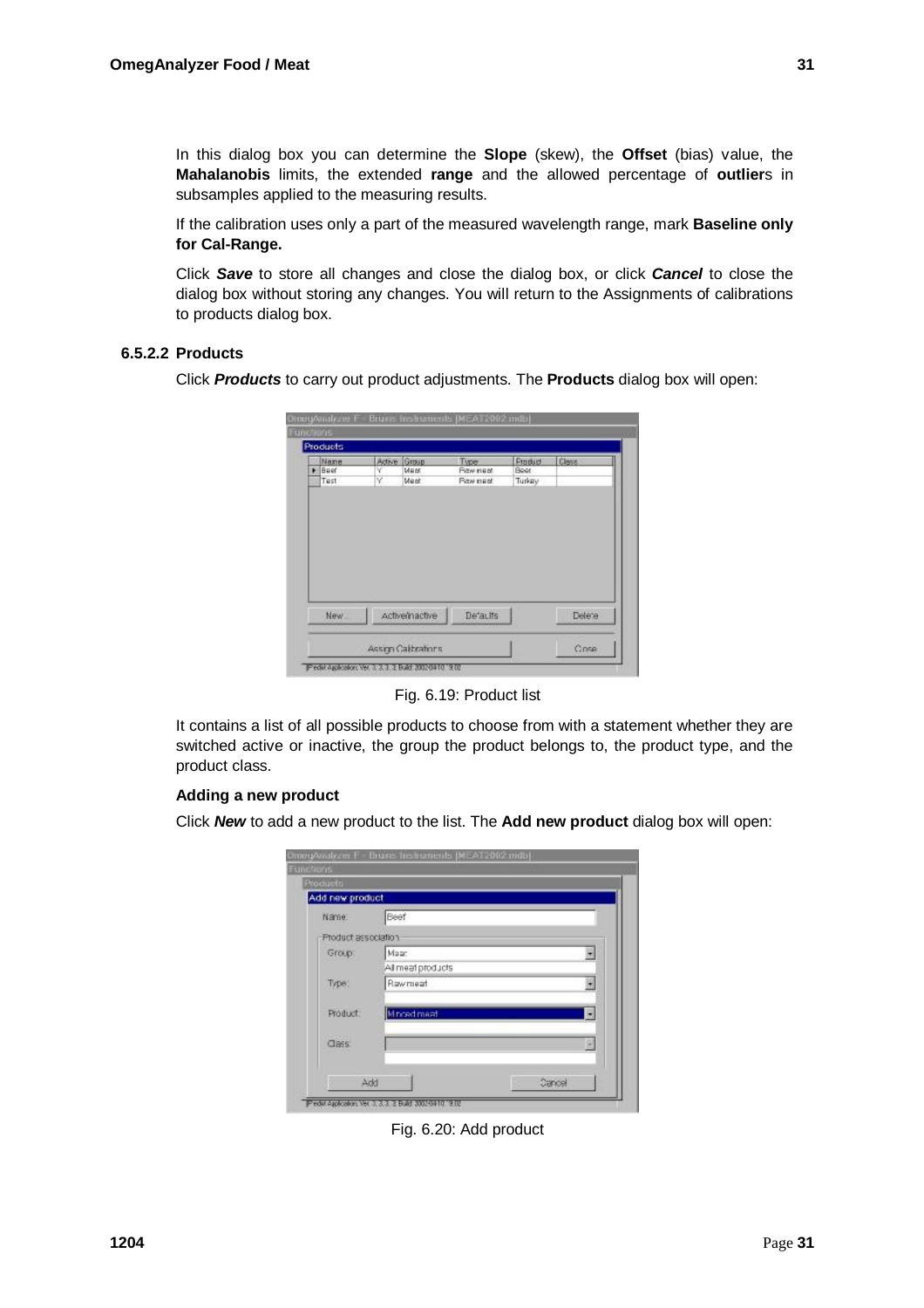In this dialog box you can determine the **Slope** (skew), the **Offset** (bias) value, the **Mahalanobis** limits, the extended **range** and the allowed percentage of **outlier**s in subsamples applied to the measuring results.

If the calibration uses only a part of the measured wavelength range, mark **Baseline only for Cal-Range.**

Click ***Save*** to store all changes and close the dialog box, or click ***Cancel*** to close the dialog box without storing any changes. You will return to the Assignments of calibrations to products dialog box.

### 6.5.2.2 Products

Click ***Products*** to carry out product adjustments. The **Products** dialog box will open:

Fig. 6.19: Product list

It contains a list of all possible products to choose from with a statement whether they are switched active or inactive, the group the product belongs to, the product type, and the product class.

#### Adding a new product

Click ***New*** to add a new product to the list. The **Add new product** dialog box will open:

Fig. 6.20: Add product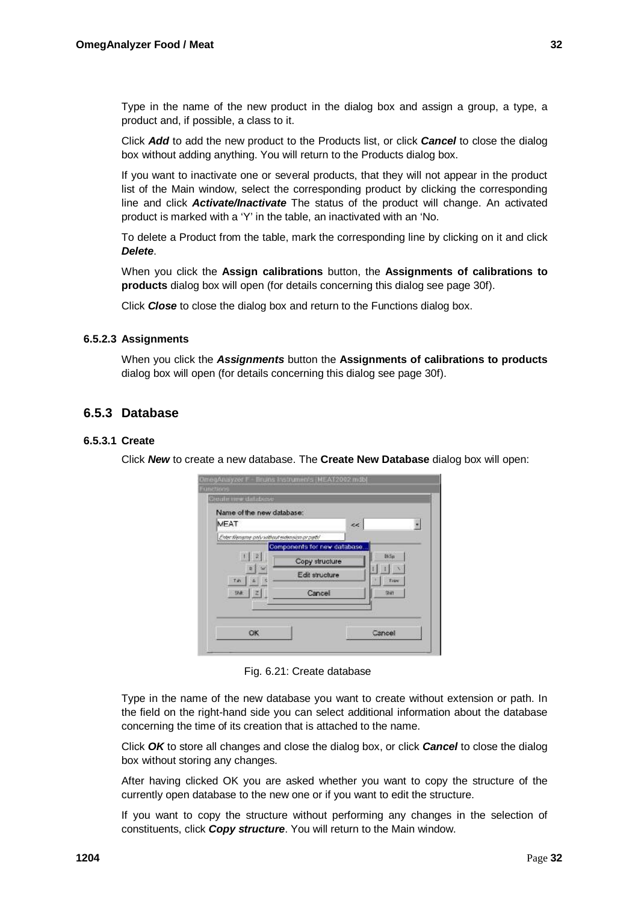Type in the name of the new product in the dialog box and assign a group, a type, a product and, if possible, a class to it.

Click ***Add*** to add the new product to the Products list, or click ***Cancel*** to close the dialog box without adding anything. You will return to the Products dialog box.

If you want to inactivate one or several products, that they will not appear in the product list of the Main window, select the corresponding product by clicking the corresponding line and click ***Activate/Inactivate*** The status of the product will change. An activated product is marked with a 'Y' in the table, an inactivated with an 'No.

To delete a Product from the table, mark the corresponding line by clicking on it and click ***Delete***.

When you click the **Assign calibrations** button, the **Assignments of calibrations to products** dialog box will open (for details concerning this dialog see page 30f).

Click ***Close*** to close the dialog box and return to the Functions dialog box.

#### 6.5.2.3 Assignments

When you click the ***Assignments*** button the **Assignments of calibrations to products** dialog box will open (for details concerning this dialog see page 30f).

### 6.5.3 Database

#### 6.5.3.1 Create

Click ***New*** to create a new database. The **Create New Database** dialog box will open:

Fig. 6.21: Create database

Type in the name of the new database you want to create without extension or path. In the field on the right-hand side you can select additional information about the database concerning the time of its creation that is attached to the name.

Click ***OK*** to store all changes and close the dialog box, or click ***Cancel*** to close the dialog box without storing any changes.

After having clicked OK you are asked whether you want to copy the structure of the currently open database to the new one or if you want to edit the structure.

If you want to copy the structure without performing any changes in the selection of constituents, click ***Copy structure***. You will return to the Main window.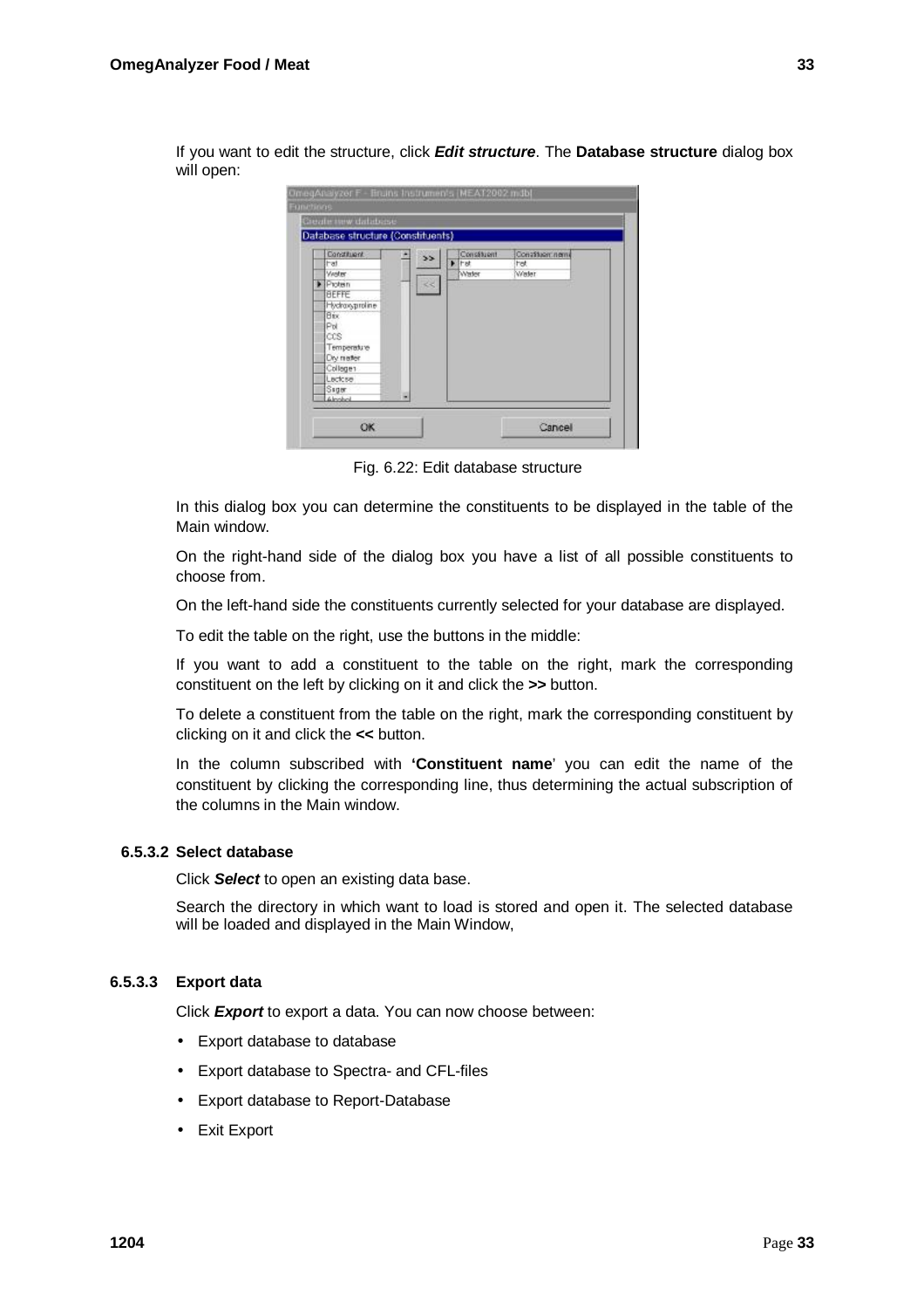If you want to edit the structure, click ***Edit structure***. The **Database structure** dialog box will open:

Fig. 6.22: Edit database structure

In this dialog box you can determine the constituents to be displayed in the table of the Main window.

On the right-hand side of the dialog box you have a list of all possible constituents to choose from.

On the left-hand side the constituents currently selected for your database are displayed.

To edit the table on the right, use the buttons in the middle:

If you want to add a constituent to the table on the right, mark the corresponding constituent on the left by clicking on it and click the **>>** button.

To delete a constituent from the table on the right, mark the corresponding constituent by clicking on it and click the **<<** button.

In the column subscribed with **'Constituent name**' you can edit the name of the constituent by clicking the corresponding line, thus determining the actual subscription of the columns in the Main window.

#### 6.5.3.2 Select database

Click ***Select*** to open an existing data base.

Search the directory in which want to load is stored and open it. The selected database will be loaded and displayed in the Main Window,

#### 6.5.3.3 Export data

Click ***Export*** to export a data. You can now choose between:

- Export database to database
- Export database to Spectra- and CFL-files
- Export database to Report-Database
- Exit Export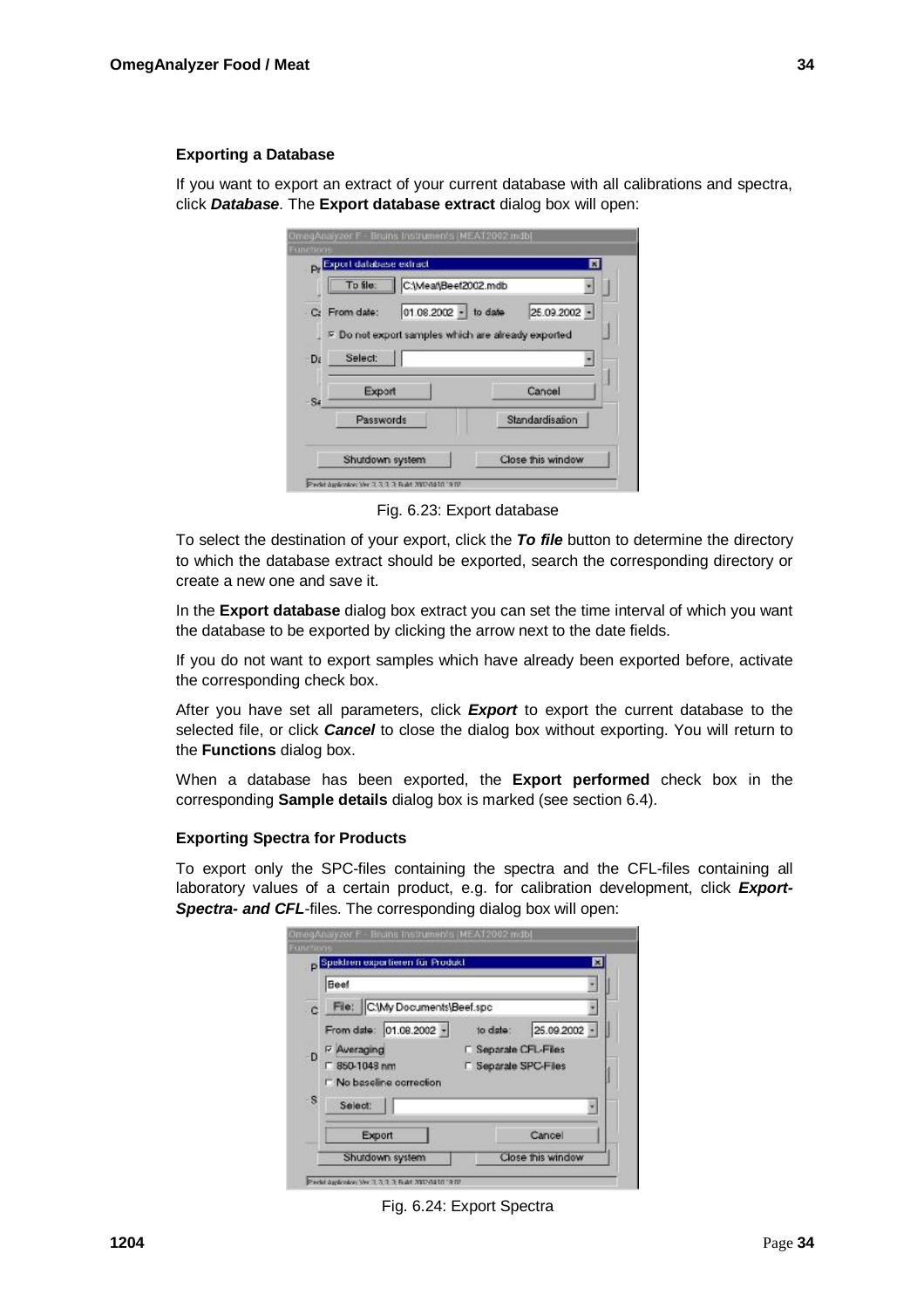### Exporting a Database

If you want to export an extract of your current database with all calibrations and spectra, click ***Database***. The **Export database extract** dialog box will open:

Fig. 6.23: Export database

To select the destination of your export, click the ***To file*** button to determine the directory to which the database extract should be exported, search the corresponding directory or create a new one and save it.

In the **Export database** dialog box extract you can set the time interval of which you want the database to be exported by clicking the arrow next to the date fields.

If you do not want to export samples which have already been exported before, activate the corresponding check box.

After you have set all parameters, click ***Export*** to export the current database to the selected file, or click ***Cancel*** to close the dialog box without exporting. You will return to the **Functions** dialog box.

When a database has been exported, the **Export performed** check box in the corresponding **Sample details** dialog box is marked (see section 6.4).

### Exporting Spectra for Products

To export only the SPC-files containing the spectra and the CFL-files containing all laboratory values of a certain product, e.g. for calibration development, click ***Export-Spectra- and CFL***-files. The corresponding dialog box will open:

Fig. 6.24: Export Spectra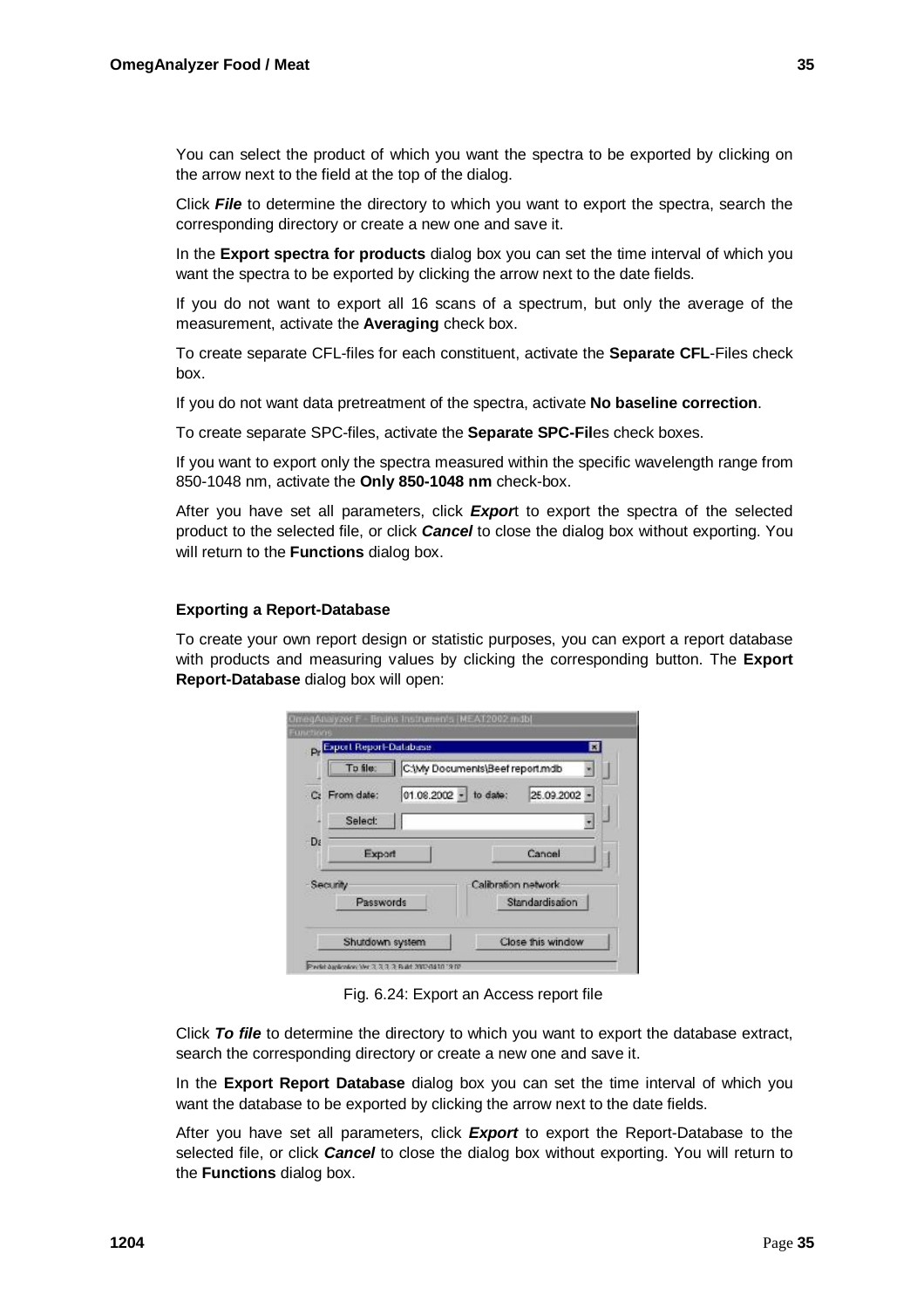You can select the product of which you want the spectra to be exported by clicking on the arrow next to the field at the top of the dialog.

Click ***File*** to determine the directory to which you want to export the spectra, search the corresponding directory or create a new one and save it.

In the **Export spectra for products** dialog box you can set the time interval of which you want the spectra to be exported by clicking the arrow next to the date fields.

If you do not want to export all 16 scans of a spectrum, but only the average of the measurement, activate the **Averaging** check box.

To create separate CFL-files for each constituent, activate the **Separate CFL**-Files check box.

If you do not want data pretreatment of the spectra, activate **No baseline correction**.

To create separate SPC-files, activate the **Separate SPC-Fil**es check boxes.

If you want to export only the spectra measured within the specific wavelength range from 850-1048 nm, activate the **Only 850-1048 nm** check-box.

After you have set all parameters, click ***Expor***t to export the spectra of the selected product to the selected file, or click ***Cancel*** to close the dialog box without exporting. You will return to the **Functions** dialog box.

#### Exporting a Report-Database

To create your own report design or statistic purposes, you can export a report database with products and measuring values by clicking the corresponding button. The **Export Report-Database** dialog box will open:

Fig. 6.24: Export an Access report file

Click ***To file*** to determine the directory to which you want to export the database extract, search the corresponding directory or create a new one and save it.

In the **Export Report Database** dialog box you can set the time interval of which you want the database to be exported by clicking the arrow next to the date fields.

After you have set all parameters, click ***Export*** to export the Report-Database to the selected file, or click ***Cancel*** to close the dialog box without exporting. You will return to the **Functions** dialog box.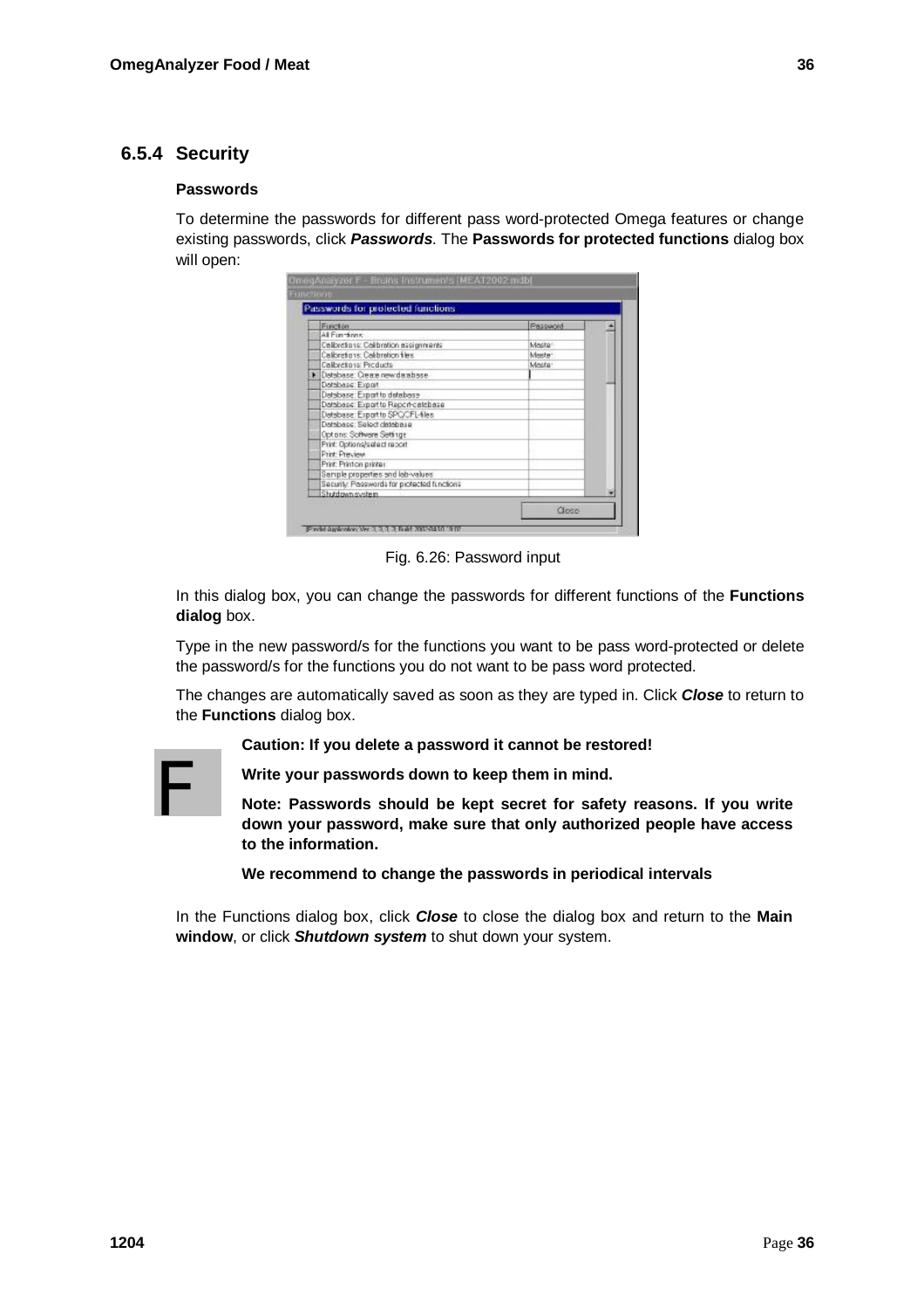### 6.5.4 Security

**Passwords**

To determine the passwords for different pass word-protected Omega features or change existing passwords, click ***Passwords***. The **Passwords for protected functions** dialog box will open:

Fig. 6.26: Password input

In this dialog box, you can change the passwords for different functions of the **Functions dialog** box.

Type in the new password/s for the functions you want to be pass word-protected or delete the password/s for the functions you do not want to be pass word protected.

The changes are automatically saved as soon as they are typed in. Click ***Close*** to return to the **Functions** dialog box.

**Caution: If you delete a password it cannot be restored!**

**Write your passwords down to keep them in mind.**

**Note: Passwords should be kept secret for safety reasons. If you write down your password, make sure that only authorized people have access to the information.**

**We recommend to change the passwords in periodical intervals**

In the Functions dialog box, click ***Close*** to close the dialog box and return to the **Main window**, or click ***Shutdown system*** to shut down your system.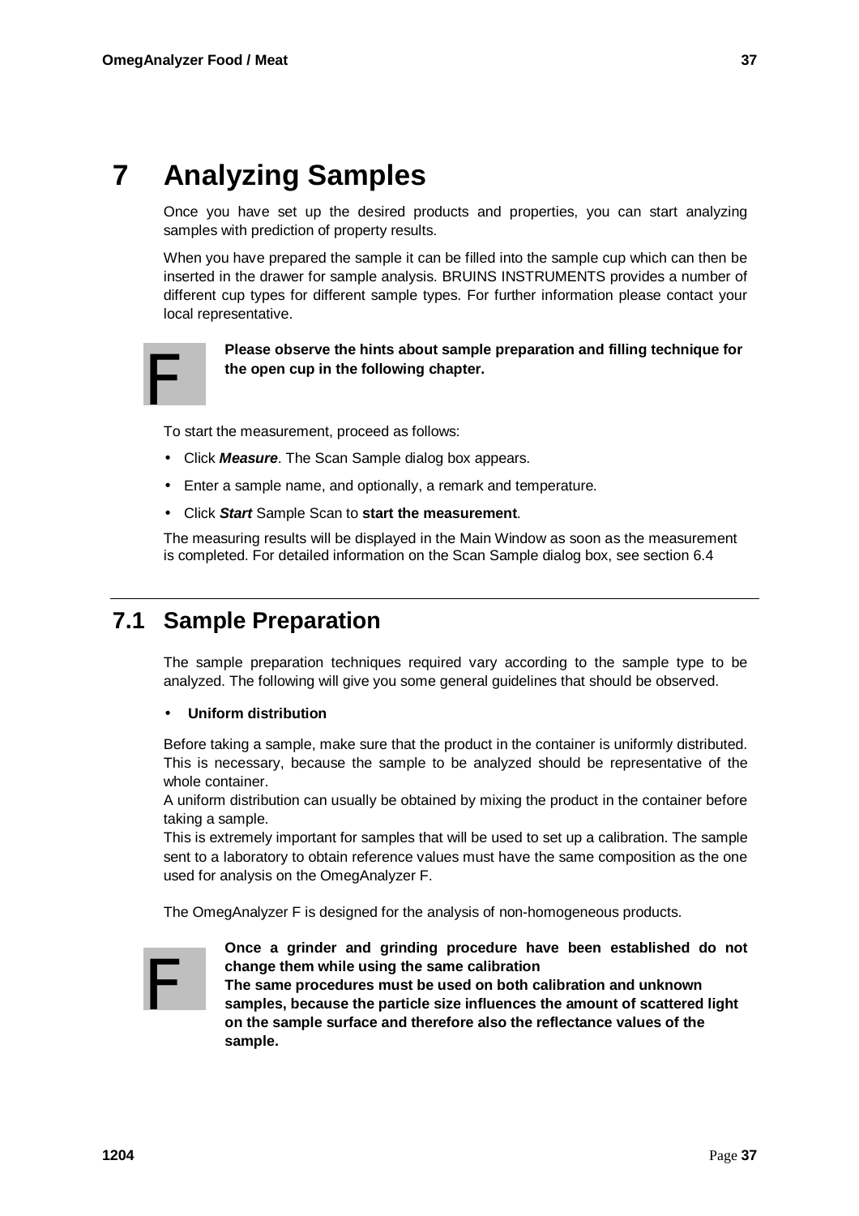# 7 Analyzing Samples

Once you have set up the desired products and properties, you can start analyzing samples with prediction of property results.

When you have prepared the sample it can be filled into the sample cup which can then be inserted in the drawer for sample analysis. BRUINS INSTRUMENTS provides a number of different cup types for different sample types. For further information please contact your local representative.

F

**Please observe the hints about sample preparation and filling technique for the open cup in the following chapter.**

To start the measurement, proceed as follows:

- Click ***Measure***. The Scan Sample dialog box appears.
- Enter a sample name, and optionally, a remark and temperature.
- Click ***Start*** Sample Scan to **start the measurement**.

The measuring results will be displayed in the Main Window as soon as the measurement is completed. For detailed information on the Scan Sample dialog box, see section 6.4

## 7.1 Sample Preparation

The sample preparation techniques required vary according to the sample type to be analyzed. The following will give you some general guidelines that should be observed.

- **Uniform distribution**

Before taking a sample, make sure that the product in the container is uniformly distributed. This is necessary, because the sample to be analyzed should be representative of the whole container.
A uniform distribution can usually be obtained by mixing the product in the container before taking a sample.
This is extremely important for samples that will be used to set up a calibration. The sample sent to a laboratory to obtain reference values must have the same composition as the one used for analysis on the OmegAnalyzer F.

The OmegAnalyzer F is designed for the analysis of non-homogeneous products.

F

**Once a grinder and grinding procedure have been established do not change them while using the same calibration**
**The same procedures must be used on both calibration and unknown samples, because the particle size influences the amount of scattered light on the sample surface and therefore also the reflectance values of the sample.**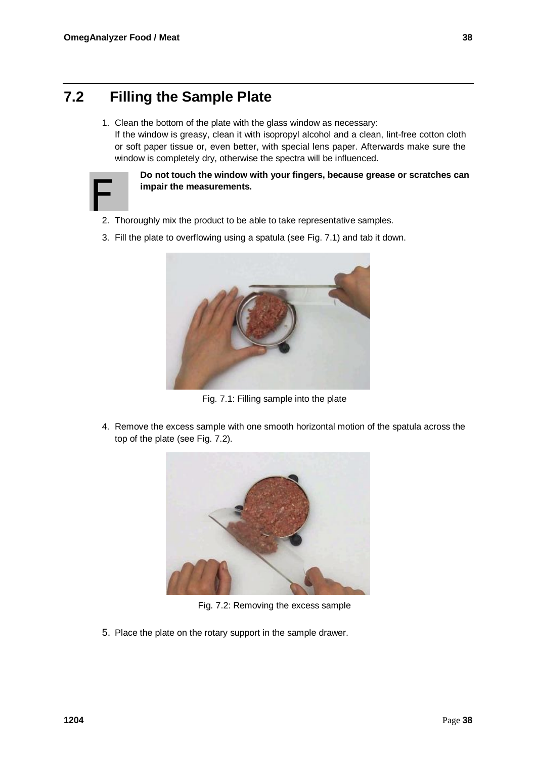## 7.2 Filling the Sample Plate

1. Clean the bottom of the plate with the glass window as necessary:
   If the window is greasy, clean it with isopropyl alcohol and a clean, lint-free cotton cloth or soft paper tissue or, even better, with special lens paper. Afterwards make sure the window is completely dry, otherwise the spectra will be influenced.

   **Do not touch the window with your fingers, because grease or scratches can impair the measurements.**

2. Thoroughly mix the product to be able to take representative samples.
3. Fill the plate to overflowing using a spatula (see Fig. 7.1) and tab it down.

Fig. 7.1: Filling sample into the plate

4. Remove the excess sample with one smooth horizontal motion of the spatula across the top of the plate (see Fig. 7.2).

Fig. 7.2: Removing the excess sample

5. Place the plate on the rotary support in the sample drawer.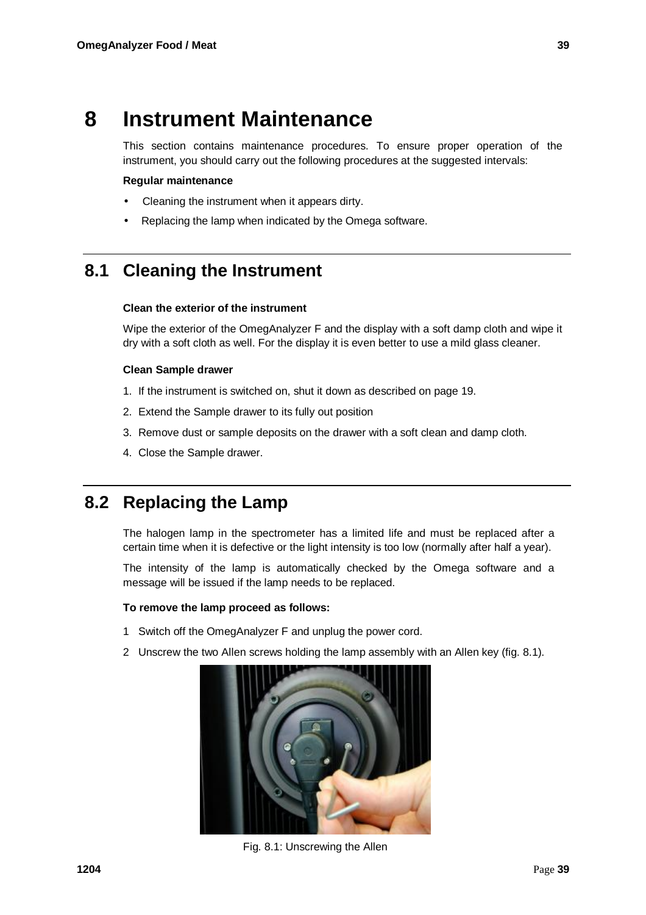// Note: no detected image for the photo, so no image_ref; include caption.

# 8 Instrument Maintenance

This section contains maintenance procedures. To ensure proper operation of the instrument, you should carry out the following procedures at the suggested intervals:

**Regular maintenance**

- Cleaning the instrument when it appears dirty.
- Replacing the lamp when indicated by the Omega software.

## 8.1 Cleaning the Instrument

**Clean the exterior of the instrument**

Wipe the exterior of the OmegAnalyzer F and the display with a soft damp cloth and wipe it dry with a soft cloth as well. For the display it is even better to use a mild glass cleaner.

**Clean Sample drawer**

1. If the instrument is switched on, shut it down as described on page 19.
2. Extend the Sample drawer to its fully out position
3. Remove dust or sample deposits on the drawer with a soft clean and damp cloth.
4. Close the Sample drawer.

## 8.2 Replacing the Lamp

The halogen lamp in the spectrometer has a limited life and must be replaced after a certain time when it is defective or the light intensity is too low (normally after half a year).

The intensity of the lamp is automatically checked by the Omega software and a message will be issued if the lamp needs to be replaced.

**To remove the lamp proceed as follows:**

1 Switch off the OmegAnalyzer F and unplug the power cord.

2 Unscrew the two Allen screws holding the lamp assembly with an Allen key (fig. 8.1).

Fig. 8.1: Unscrewing the Allen

# 8 Instrument Maintenance

This section contains maintenance procedures. To ensure proper operation of the instrument, you should carry out the following procedures at the suggested intervals:

**Regular maintenance**

- Cleaning the instrument when it appears dirty.
- Replacing the lamp when indicated by the Omega software.

## 8.1 Cleaning the Instrument

**Clean the exterior of the instrument**

Wipe the exterior of the OmegAnalyzer F and the display with a soft damp cloth and wipe it dry with a soft cloth as well. For the display it is even better to use a mild glass cleaner.

**Clean Sample drawer**

1. If the instrument is switched on, shut it down as described on page 19.
2. Extend the Sample drawer to its fully out position
3. Remove dust or sample deposits on the drawer with a soft clean and damp cloth.
4. Close the Sample drawer.

## 8.2 Replacing the Lamp

The halogen lamp in the spectrometer has a limited life and must be replaced after a certain time when it is defective or the light intensity is too low (normally after half a year).

The intensity of the lamp is automatically checked by the Omega software and a message will be issued if the lamp needs to be replaced.

**To remove the lamp proceed as follows:**

1 Switch off the OmegAnalyzer F and unplug the power cord.

2 Unscrew the two Allen screws holding the lamp assembly with an Allen key (fig. 8.1).

Fig. 8.1: Unscrewing the Allen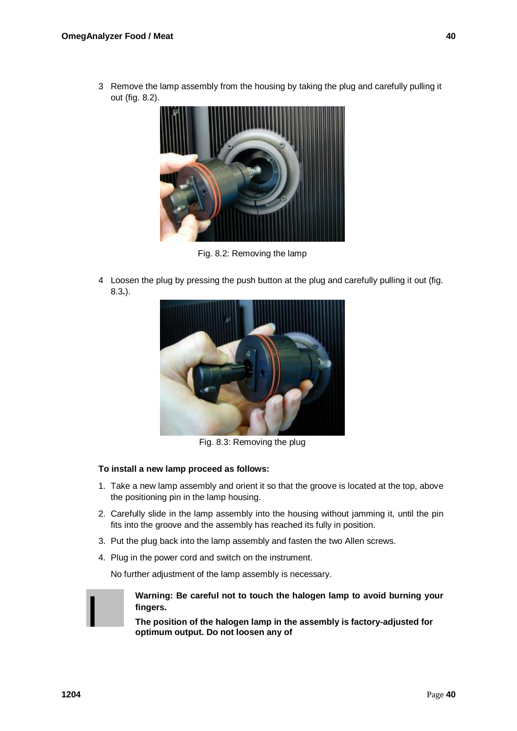3 Remove the lamp assembly from the housing by taking the plug and carefully pulling it out (fig. 8.2).

Fig. 8.2: Removing the lamp

4 Loosen the plug by pressing the push button at the plug and carefully pulling it out (fig. 8.3.).

Fig. 8.3: Removing the plug

**To install a new lamp proceed as follows:**

1. Take a new lamp assembly and orient it so that the groove is located at the top, above the positioning pin in the lamp housing.
2. Carefully slide in the lamp assembly into the housing without jamming it, until the pin fits into the groove and the assembly has reached its fully in position.
3. Put the plug back into the lamp assembly and fasten the two Allen screws.
4. Plug in the power cord and switch on the instrument.

   No further adjustment of the lamp assembly is necessary.

**Warning: Be careful not to touch the halogen lamp to avoid burning your fingers.**

**The position of the halogen lamp in the assembly is factory-adjusted for optimum output. Do not loosen any of**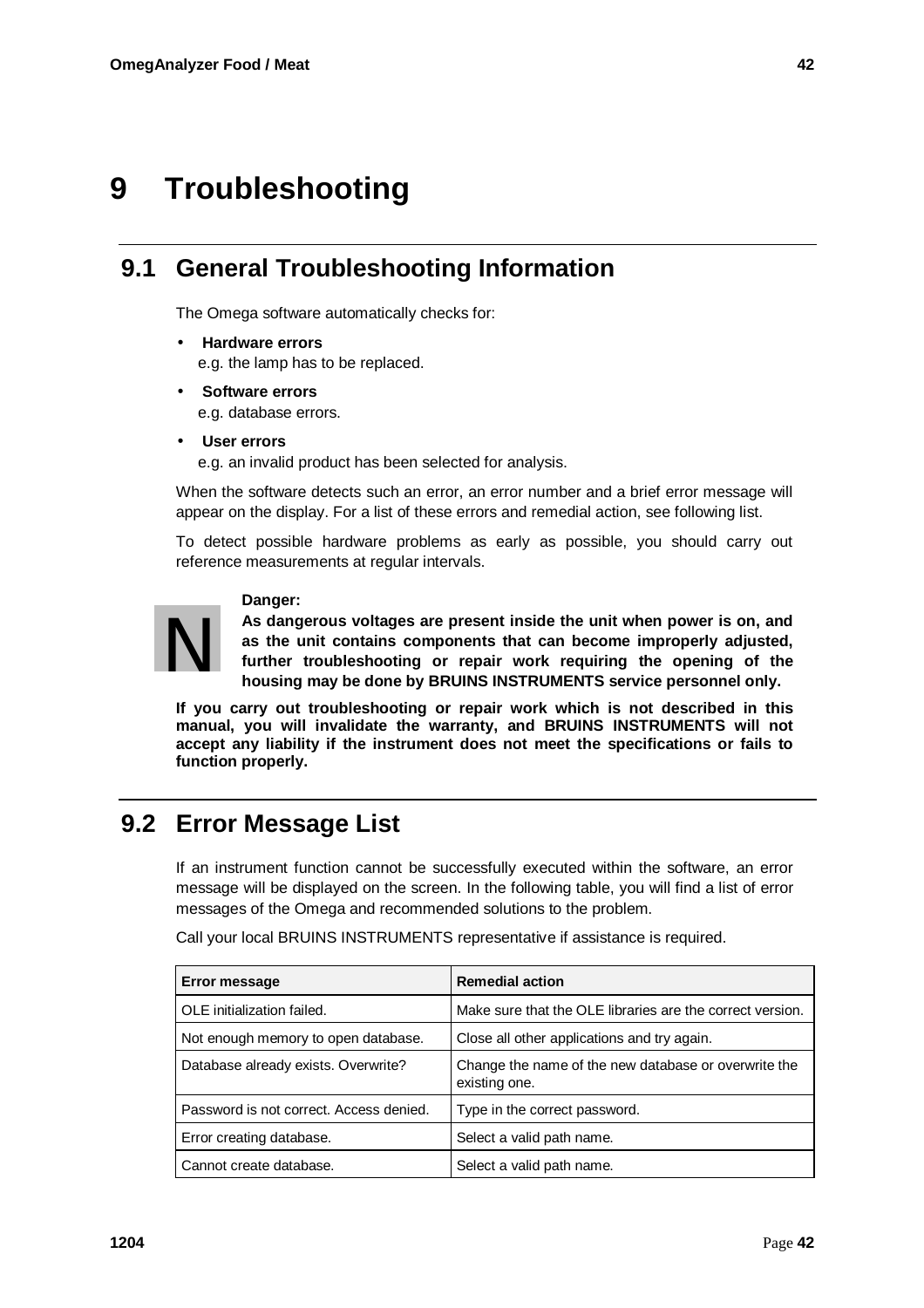# 9 Troubleshooting

## 9.1 General Troubleshooting Information

The Omega software automatically checks for:

- **Hardware errors**
  e.g. the lamp has to be replaced.
- **Software errors**
  e.g. database errors.
- **User errors**
  e.g. an invalid product has been selected for analysis.

When the software detects such an error, an error number and a brief error message will appear on the display. For a list of these errors and remedial action, see following list.

To detect possible hardware problems as early as possible, you should carry out reference measurements at regular intervals.

N

**Danger:**

**As dangerous voltages are present inside the unit when power is on, and as the unit contains components that can become improperly adjusted, further troubleshooting or repair work requiring the opening of the housing may be done by BRUINS INSTRUMENTS service personnel only.**

**If you carry out troubleshooting or repair work which is not described in this manual, you will invalidate the warranty, and BRUINS INSTRUMENTS will not accept any liability if the instrument does not meet the specifications or fails to function properly.**

## 9.2 Error Message List

If an instrument function cannot be successfully executed within the software, an error message will be displayed on the screen. In the following table, you will find a list of error messages of the Omega and recommended solutions to the problem.

Call your local BRUINS INSTRUMENTS representative if assistance is required.

| Error message | Remedial action |
|---|---|
| OLE initialization failed. | Make sure that the OLE libraries are the correct version. |
| Not enough memory to open database. | Close all other applications and try again. |
| Database already exists. Overwrite? | Change the name of the new database or overwrite the existing one. |
| Password is not correct. Access denied. | Type in the correct password. |
| Error creating database. | Select a valid path name. |
| Cannot create database. | Select a valid path name. |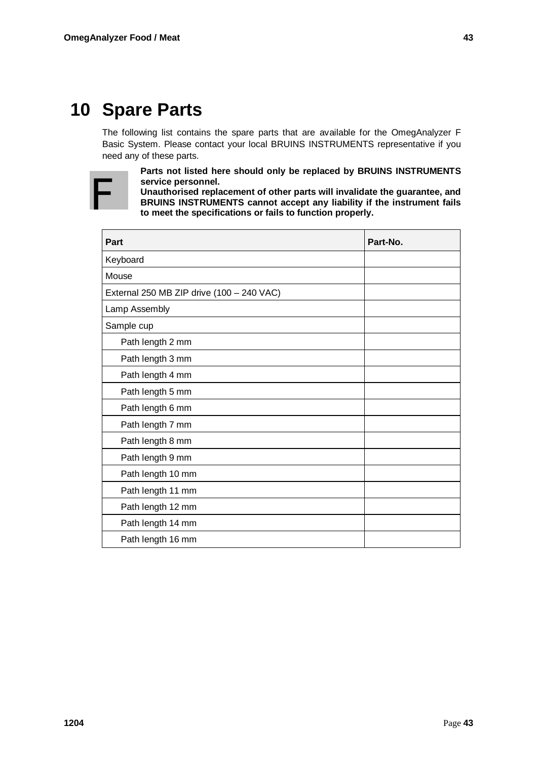# 10 Spare Parts

The following list contains the spare parts that are available for the OmegAnalyzer F Basic System. Please contact your local BRUINS INSTRUMENTS representative if you need any of these parts.

F

**Parts not listed here should only be replaced by BRUINS INSTRUMENTS service personnel.**
**Unauthorised replacement of other parts will invalidate the guarantee, and BRUINS INSTRUMENTS cannot accept any liability if the instrument fails to meet the specifications or fails to function properly.**

| Part | Part-No. |
|---|---|
| Keyboard | |
| Mouse | |
| External 250 MB ZIP drive (100 – 240 VAC) | |
| Lamp Assembly | |
| Sample cup | |
| Path length 2 mm | |
| Path length 3 mm | |
| Path length 4 mm | |
| Path length 5 mm | |
| Path length 6 mm | |
| Path length 7 mm | |
| Path length 8 mm | |
| Path length 9 mm | |
| Path length 10 mm | |
| Path length 11 mm | |
| Path length 12 mm | |
| Path length 14 mm | |
| Path length 16 mm | |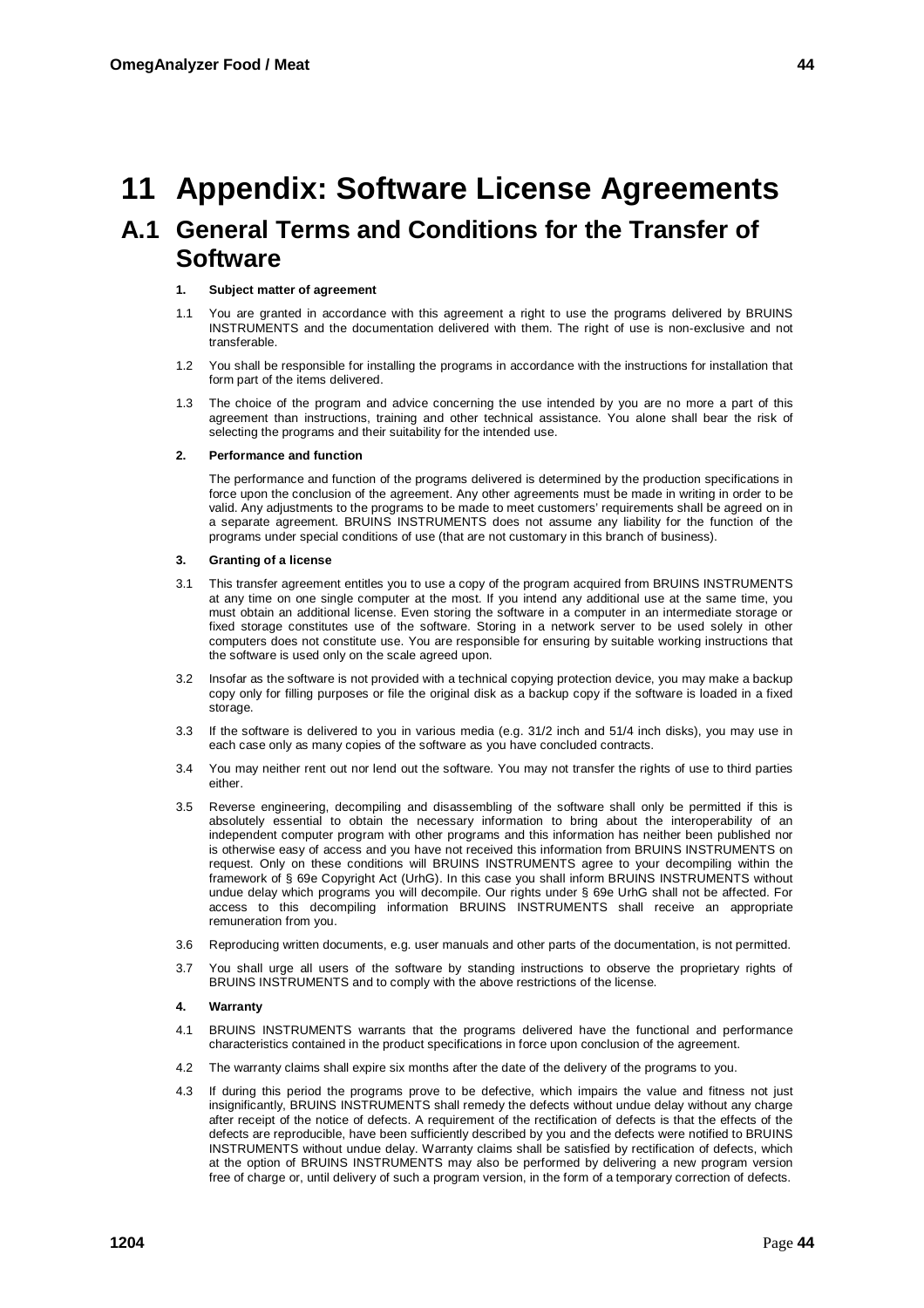# 11 Appendix: Software License Agreements

## A.1 General Terms and Conditions for the Transfer of Software

### 1. Subject matter of agreement

1.1 You are granted in accordance with this agreement a right to use the programs delivered by BRUINS INSTRUMENTS and the documentation delivered with them. The right of use is non-exclusive and not transferable.

1.2 You shall be responsible for installing the programs in accordance with the instructions for installation that form part of the items delivered.

1.3 The choice of the program and advice concerning the use intended by you are no more a part of this agreement than instructions, training and other technical assistance. You alone shall bear the risk of selecting the programs and their suitability for the intended use.

### 2. Performance and function

The performance and function of the programs delivered is determined by the production specifications in force upon the conclusion of the agreement. Any other agreements must be made in writing in order to be valid. Any adjustments to the programs to be made to meet customers' requirements shall be agreed on in a separate agreement. BRUINS INSTRUMENTS does not assume any liability for the function of the programs under special conditions of use (that are not customary in this branch of business).

### 3. Granting of a license

3.1 This transfer agreement entitles you to use a copy of the program acquired from BRUINS INSTRUMENTS at any time on one single computer at the most. If you intend any additional use at the same time, you must obtain an additional license. Even storing the software in a computer in an intermediate storage or fixed storage constitutes use of the software. Storing in a network server to be used solely in other computers does not constitute use. You are responsible for ensuring by suitable working instructions that the software is used only on the scale agreed upon.

3.2 Insofar as the software is not provided with a technical copying protection device, you may make a backup copy only for filling purposes or file the original disk as a backup copy if the software is loaded in a fixed storage.

3.3 If the software is delivered to you in various media (e.g. 31/2 inch and 51/4 inch disks), you may use in each case only as many copies of the software as you have concluded contracts.

3.4 You may neither rent out nor lend out the software. You may not transfer the rights of use to third parties either.

3.5 Reverse engineering, decompiling and disassembling of the software shall only be permitted if this is absolutely essential to obtain the necessary information to bring about the interoperability of an independent computer program with other programs and this information has neither been published nor is otherwise easy of access and you have not received this information from BRUINS INSTRUMENTS on request. Only on these conditions will BRUINS INSTRUMENTS agree to your decompiling within the framework of § 69e Copyright Act (UrhG). In this case you shall inform BRUINS INSTRUMENTS without undue delay which programs you will decompile. Our rights under § 69e UrhG shall not be affected. For access to this decompiling information BRUINS INSTRUMENTS shall receive an appropriate remuneration from you.

3.6 Reproducing written documents, e.g. user manuals and other parts of the documentation, is not permitted.

3.7 You shall urge all users of the software by standing instructions to observe the proprietary rights of BRUINS INSTRUMENTS and to comply with the above restrictions of the license.

### 4. Warranty

4.1 BRUINS INSTRUMENTS warrants that the programs delivered have the functional and performance characteristics contained in the product specifications in force upon conclusion of the agreement.

4.2 The warranty claims shall expire six months after the date of the delivery of the programs to you.

4.3 If during this period the programs prove to be defective, which impairs the value and fitness not just insignificantly, BRUINS INSTRUMENTS shall remedy the defects without undue delay without any charge after receipt of the notice of defects. A requirement of the rectification of defects is that the effects of the defects are reproducible, have been sufficiently described by you and the defects were notified to BRUINS INSTRUMENTS without undue delay. Warranty claims shall be satisfied by rectification of defects, which at the option of BRUINS INSTRUMENTS may also be performed by delivering a new program version free of charge or, until delivery of such a program version, in the form of a temporary correction of defects.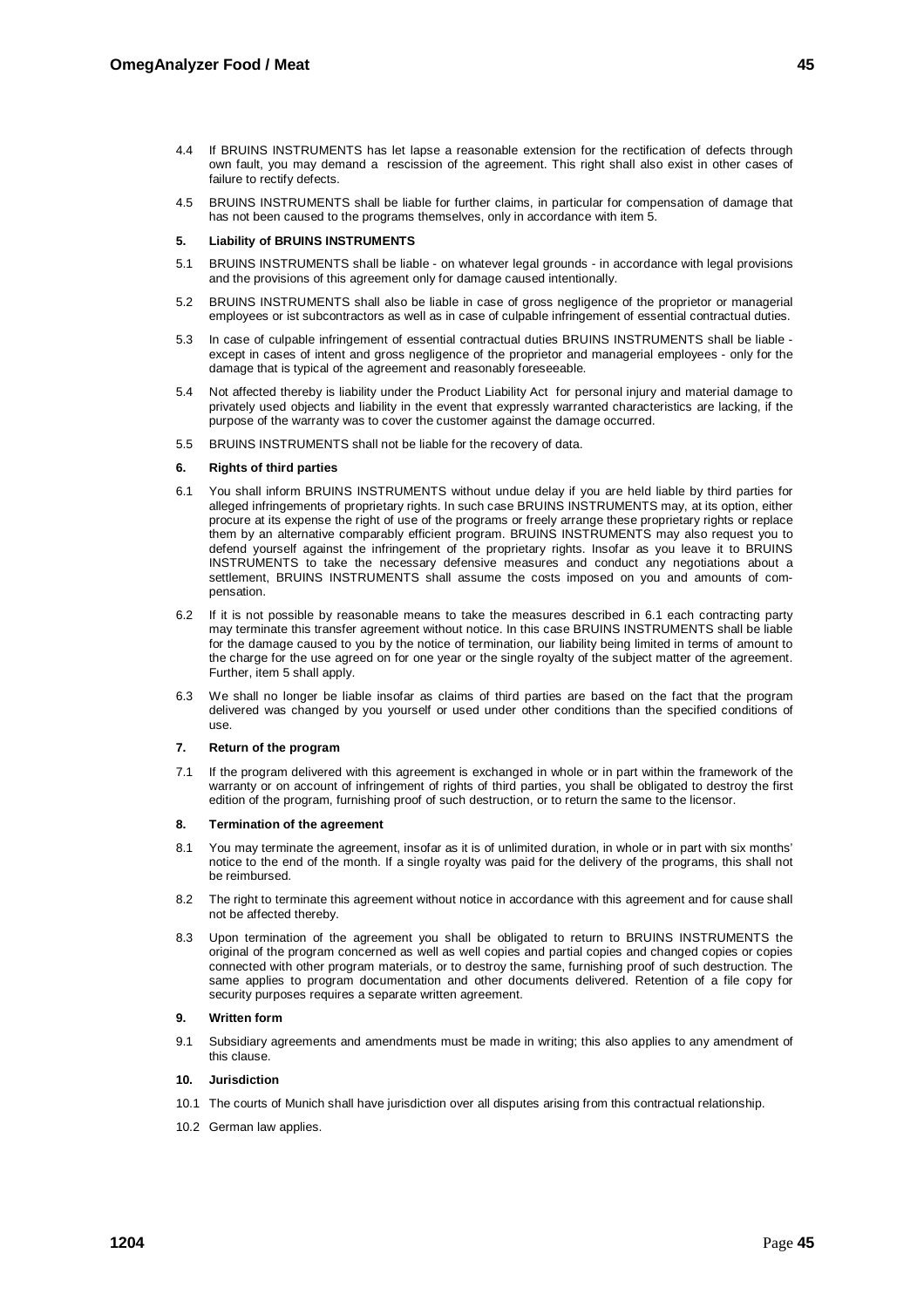4.4 If BRUINS INSTRUMENTS has let lapse a reasonable extension for the rectification of defects through own fault, you may demand a rescission of the agreement. This right shall also exist in other cases of failure to rectify defects.

4.5 BRUINS INSTRUMENTS shall be liable for further claims, in particular for compensation of damage that has not been caused to the programs themselves, only in accordance with item 5.

**5. Liability of BRUINS INSTRUMENTS**

5.1 BRUINS INSTRUMENTS shall be liable - on whatever legal grounds - in accordance with legal provisions and the provisions of this agreement only for damage caused intentionally.

5.2 BRUINS INSTRUMENTS shall also be liable in case of gross negligence of the proprietor or managerial employees or ist subcontractors as well as in case of culpable infringement of essential contractual duties.

5.3 In case of culpable infringement of essential contractual duties BRUINS INSTRUMENTS shall be liable - except in cases of intent and gross negligence of the proprietor and managerial employees - only for the damage that is typical of the agreement and reasonably foreseeable.

5.4 Not affected thereby is liability under the Product Liability Act for personal injury and material damage to privately used objects and liability in the event that expressly warranted characteristics are lacking, if the purpose of the warranty was to cover the customer against the damage occurred.

5.5 BRUINS INSTRUMENTS shall not be liable for the recovery of data.

**6. Rights of third parties**

6.1 You shall inform BRUINS INSTRUMENTS without undue delay if you are held liable by third parties for alleged infringements of proprietary rights. In such case BRUINS INSTRUMENTS may, at its option, either procure at its expense the right of use of the programs or freely arrange these proprietary rights or replace them by an alternative comparably efficient program. BRUINS INSTRUMENTS may also request you to defend yourself against the infringement of the proprietary rights. Insofar as you leave it to BRUINS INSTRUMENTS to take the necessary defensive measures and conduct any negotiations about a settlement, BRUINS INSTRUMENTS shall assume the costs imposed on you and amounts of compensation.

6.2 If it is not possible by reasonable means to take the measures described in 6.1 each contracting party may terminate this transfer agreement without notice. In this case BRUINS INSTRUMENTS shall be liable for the damage caused to you by the notice of termination, our liability being limited in terms of amount to the charge for the use agreed on for one year or the single royalty of the subject matter of the agreement. Further, item 5 shall apply.

6.3 We shall no longer be liable insofar as claims of third parties are based on the fact that the program delivered was changed by you yourself or used under other conditions than the specified conditions of use.

**7. Return of the program**

7.1 If the program delivered with this agreement is exchanged in whole or in part within the framework of the warranty or on account of infringement of rights of third parties, you shall be obligated to destroy the first edition of the program, furnishing proof of such destruction, or to return the same to the licensor.

**8. Termination of the agreement**

8.1 You may terminate the agreement, insofar as it is of unlimited duration, in whole or in part with six months' notice to the end of the month. If a single royalty was paid for the delivery of the programs, this shall not be reimbursed.

8.2 The right to terminate this agreement without notice in accordance with this agreement and for cause shall not be affected thereby.

8.3 Upon termination of the agreement you shall be obligated to return to BRUINS INSTRUMENTS the original of the program concerned as well as well copies and partial copies and changed copies or copies connected with other program materials, or to destroy the same, furnishing proof of such destruction. The same applies to program documentation and other documents delivered. Retention of a file copy for security purposes requires a separate written agreement.

**9. Written form**

9.1 Subsidiary agreements and amendments must be made in writing; this also applies to any amendment of this clause.

**10. Jurisdiction**

10.1 The courts of Munich shall have jurisdiction over all disputes arising from this contractual relationship.

10.2 German law applies.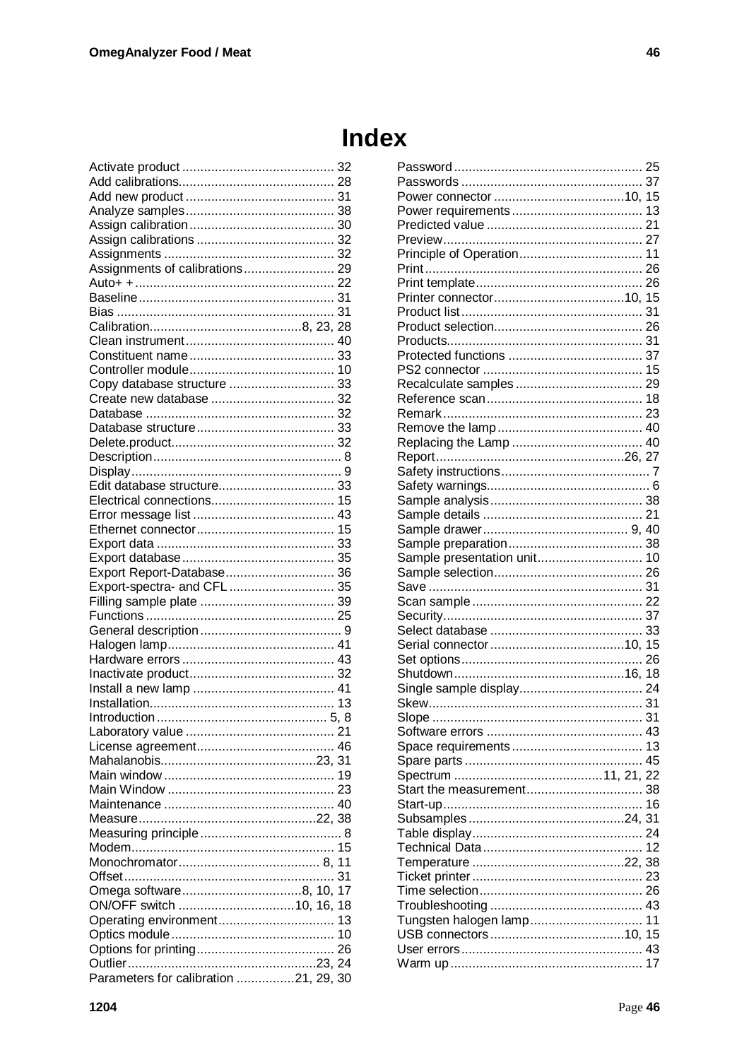# Index

Activate product .......................................... 32
Add calibrations........................................... 28
Add new product .......................................... 31
Analyze samples.......................................... 38
Assign calibration........................................ 30
Assign calibrations ...................................... 32
Assignments ............................................... 32
Assignments of calibrations......................... 29
Auto+ +....................................................... 22
Baseline...................................................... 31
Bias ............................................................ 31
Calibration..........................................8, 23, 28
Clean instrument.......................................... 40
Constituent name........................................ 33
Controller module........................................ 10
Copy database structure ............................. 33
Create new database .................................. 32
Database .................................................... 32
Database structure...................................... 33
Delete.product............................................. 32
Description.................................................... 8
Display........................................................... 9
Edit database structure................................ 33
Electrical connections.................................. 15
Error message list ....................................... 43
Ethernet connector...................................... 15
Export data ................................................. 33
Export database.......................................... 35
Export Report-Database.............................. 36
Export-spectra- and CFL ............................. 35
Filling sample plate ..................................... 39
Functions .................................................... 25
General description....................................... 9
Halogen lamp.............................................. 41
Hardware errors .......................................... 43
Inactivate product........................................ 32
Install a new lamp ....................................... 41
Installation................................................... 13
Introduction ................................................ 5, 8
Laboratory value ......................................... 21
License agreement...................................... 46
Mahalanobis...........................................23, 31
Main window ............................................... 19
Main Window .............................................. 23
Maintenance ............................................... 40
Measure..................................................22, 38
Measuring principle....................................... 8
Modem........................................................ 15
Monochromator....................................... 8, 11
Offset........................................................... 31
Omega software.................................8, 10, 17
ON/OFF switch ................................10, 16, 18
Operating environment................................ 13
Optics module............................................. 10
Options for printing...................................... 26
Outlier....................................................23, 24
Parameters for calibration ................21, 29, 30
Password .................................................... 25
Passwords .................................................. 37
Power connector ....................................10, 15
Power requirements.................................... 13
Predicted value ........................................... 21
Preview....................................................... 27
Principle of Operation.................................. 11
Print............................................................. 26
Print template.............................................. 26
Printer connector....................................10, 15
Product list.................................................. 31
Product selection......................................... 26
Products...................................................... 31
Protected functions ..................................... 37
PS2 connector ............................................ 15
Recalculate samples ................................... 29
Reference scan........................................... 18
Remark....................................................... 23
Remove the lamp........................................ 40
Replacing the Lamp .................................... 40
Report....................................................26, 27
Safety instructions......................................... 7
Safety warnings............................................. 6
Sample analysis.......................................... 38
Sample details ............................................ 21
Sample drawer........................................ 9, 40
Sample preparation..................................... 38
Sample presentation unit............................. 10
Sample selection......................................... 26
Save ........................................................... 31
Scan sample ............................................... 22
Security....................................................... 37
Select database .......................................... 33
Serial connector.....................................10, 15
Set options.................................................. 26
Shutdown................................................16, 18
Single sample display.................................. 24
Skew........................................................... 31
Slope .......................................................... 31
Software errors ........................................... 43
Space requirements.................................... 13
Spare parts ................................................. 45
Spectrum .........................................11, 21, 22
Start the measurement................................ 38
Start-up....................................................... 16
Subsamples............................................24, 31
Table display............................................... 24
Technical Data............................................ 12
Temperature ..........................................22, 38
Ticket printer ............................................... 23
Time selection............................................. 26
Troubleshooting .......................................... 43
Tungsten halogen lamp............................... 11
USB connectors.....................................10, 15
User errors.................................................. 43
Warm up..................................................... 17